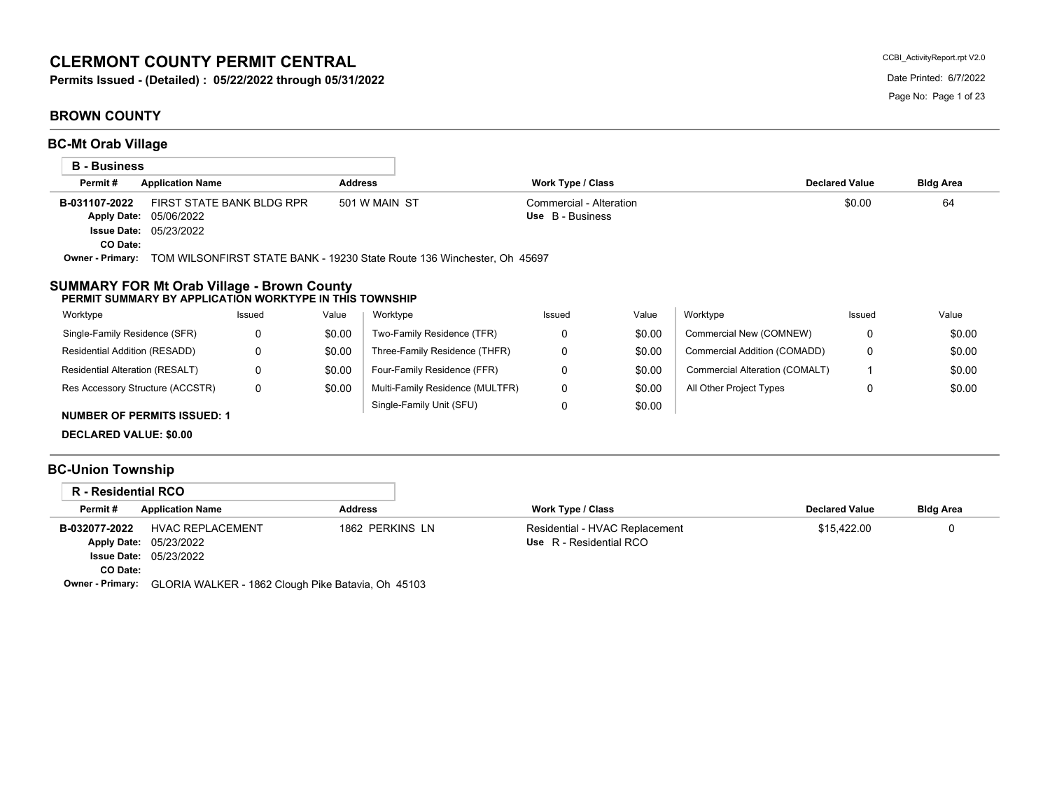# CLERMONT COUNTY PERMIT CENTRAL

**Permits Issued - (Detailed) : 05/22/2022 through 05/31/2022**

CCBI_ActivityReport.rpt V2.0
Date Printed: 6/7/2022

## BROWN COUNTY

### BC-Mt Orab Village

**B - Business**

| Permit # | Application Name | Address | Work Type / Class | Declared Value | Bldg Area |
|---|---|---|---|---|---|
| B-031107-2022 | FIRST STATE BANK BLDG RPR | 501 W MAIN ST | Commercial - Alteration | $0.00 | 64 |
| Apply Date: | 05/06/2022 | | Use B - Business | | |
| Issue Date: | 05/23/2022 | | | | |
| CO Date: | | | | | |

**Owner - Primary:** TOM WILSONFIRST STATE BANK - 19230 State Route 136 Winchester, Oh 45697

**SUMMARY FOR Mt Orab Village - Brown County**
**PERMIT SUMMARY BY APPLICATION WORKTYPE IN THIS TOWNSHIP**

| Worktype | Issued | Value | Worktype | Issued | Value | Worktype | Issued | Value |
|---|---|---|---|---|---|---|---|---|
| Single-Family Residence (SFR) | 0 | $0.00 | Two-Family Residence (TFR) | 0 | $0.00 | Commercial New (COMNEW) | 0 | $0.00 |
| Residential Addition (RESADD) | 0 | $0.00 | Three-Family Residence (THFR) | 0 | $0.00 | Commercial Addition (COMADD) | 0 | $0.00 |
| Residential Alteration (RESALT) | 0 | $0.00 | Four-Family Residence (FFR) | 0 | $0.00 | Commercial Alteration (COMALT) | 1 | $0.00 |
| Res Accessory Structure (ACCSTR) | 0 | $0.00 | Multi-Family Residence (MULTFR) | 0 | $0.00 | All Other Project Types | 0 | $0.00 |
| | | | Single-Family Unit (SFU) | 0 | $0.00 | | | |

**NUMBER OF PERMITS ISSUED: 1**

**DECLARED VALUE: $0.00**

### BC-Union Township

**R - Residential RCO**

| Permit # | Application Name | Address | Work Type / Class | Declared Value | Bldg Area |
|---|---|---|---|---|---|
| B-032077-2022 | HVAC REPLACEMENT | 1862 PERKINS LN | Residential - HVAC Replacement | $15,422.00 | 0 |
| Apply Date: | 05/23/2022 | | Use R - Residential RCO | | |
| Issue Date: | 05/23/2022 | | | | |
| CO Date: | | | | | |

**Owner - Primary:** GLORIA WALKER - 1862 Clough Pike Batavia, Oh 45103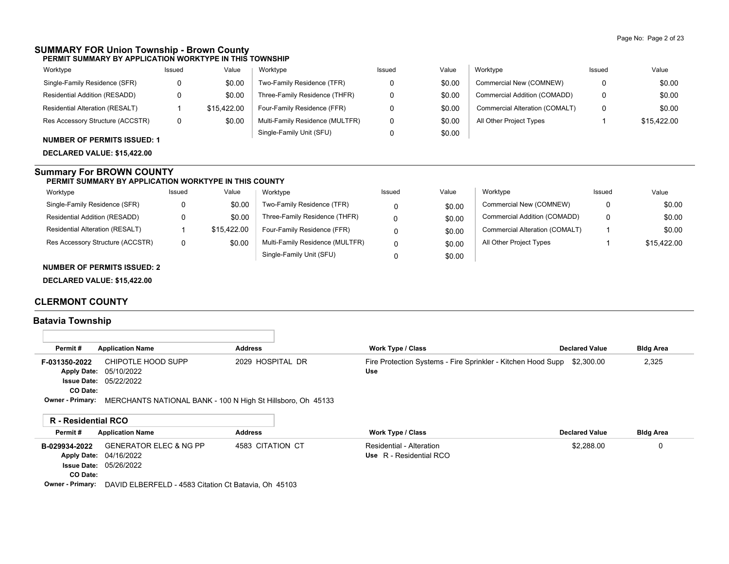## SUMMARY FOR Union Township - Brown County

**PERMIT SUMMARY BY APPLICATION WORKTYPE IN THIS TOWNSHIP**

| Worktype | Issued | Value | Worktype | Issued | Value | Worktype | Issued | Value |
|---|---|---|---|---|---|---|---|---|
| Single-Family Residence (SFR) | 0 | $0.00 | Two-Family Residence (TFR) | 0 | $0.00 | Commercial New (COMNEW) | 0 | $0.00 |
| Residential Addition (RESADD) | 0 | $0.00 | Three-Family Residence (THFR) | 0 | $0.00 | Commercial Addition (COMADD) | 0 | $0.00 |
| Residential Alteration (RESALT) | 1 | $15,422.00 | Four-Family Residence (FFR) | 0 | $0.00 | Commercial Alteration (COMALT) | 0 | $0.00 |
| Res Accessory Structure (ACCSTR) | 0 | $0.00 | Multi-Family Residence (MULTFR) | 0 | $0.00 | All Other Project Types | 1 | $15,422.00 |
| | | | Single-Family Unit (SFU) | 0 | $0.00 | | | |

**NUMBER OF PERMITS ISSUED: 1**

**DECLARED VALUE: $15,422.00**

## Summary For BROWN COUNTY

**PERMIT SUMMARY BY APPLICATION WORKTYPE IN THIS COUNTY**

| Worktype | Issued | Value | Worktype | Issued | Value | Worktype | Issued | Value |
|---|---|---|---|---|---|---|---|---|
| Single-Family Residence (SFR) | 0 | $0.00 | Two-Family Residence (TFR) | 0 | $0.00 | Commercial New (COMNEW) | 0 | $0.00 |
| Residential Addition (RESADD) | 0 | $0.00 | Three-Family Residence (THFR) | 0 | $0.00 | Commercial Addition (COMADD) | 0 | $0.00 |
| Residential Alteration (RESALT) | 1 | $15,422.00 | Four-Family Residence (FFR) | 0 | $0.00 | Commercial Alteration (COMALT) | 1 | $0.00 |
| Res Accessory Structure (ACCSTR) | 0 | $0.00 | Multi-Family Residence (MULTFR) | 0 | $0.00 | All Other Project Types | 1 | $15,422.00 |
| | | | Single-Family Unit (SFU) | 0 | $0.00 | | | |

**NUMBER OF PERMITS ISSUED: 2**

**DECLARED VALUE: $15,422.00**

## CLERMONT COUNTY

### Batavia Township

| Permit # | Application Name | Address | Work Type / Class | Declared Value | Bldg Area |
|---|---|---|---|---|---|
| F-031350-2022 | CHIPOTLE HOOD SUPP | 2029 HOSPITAL DR | Fire Protection Systems - Fire Sprinkler - Kitchen Hood Supp<br>Use | $2,300.00 | 2,325 |
| Apply Date: 05/10/2022 | | | | | |
| Issue Date: 05/22/2022 | | | | | |
| CO Date: | | | | | |
| Owner - Primary: | MERCHANTS NATIONAL BANK - 100 N High St Hillsboro, Oh 45133 | | | | |

**R - Residential RCO**

| Permit # | Application Name | Address | Work Type / Class | Declared Value | Bldg Area |
|---|---|---|---|---|---|
| B-029934-2022 | GENERATOR ELEC & NG PP | 4583 CITATION CT | Residential - Alteration<br>Use R - Residential RCO | $2,288.00 | 0 |
| Apply Date: 04/16/2022 | | | | | |
| Issue Date: 05/26/2022 | | | | | |
| CO Date: | | | | | |
| Owner - Primary: | DAVID ELBERFELD - 4583 Citation Ct Batavia, Oh 45103 | | | | |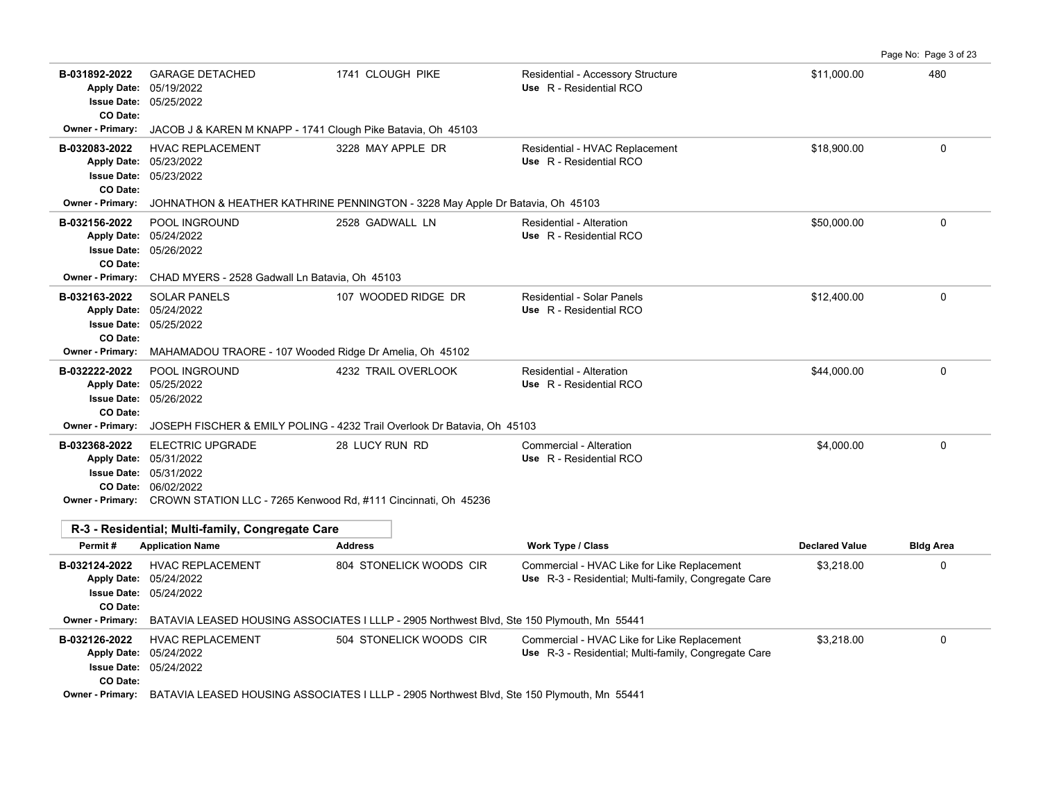| Permit # | Application Name | Address | Work Type / Class | Declared Value | Bldg Area |
|---|---|---|---|---|---|
| B-031892-2022<br>Apply Date: 05/19/2022<br>Issue Date: 05/25/2022<br>CO Date: | GARAGE DETACHED | 1741 CLOUGH PIKE | Residential - Accessory Structure<br>Use R - Residential RCO | $11,000.00 | 480 |
| Owner - Primary: JACOB J & KAREN M KNAPP - 1741 Clough Pike Batavia, Oh 45103 | | | | | |
| B-032083-2022<br>Apply Date: 05/23/2022<br>Issue Date: 05/23/2022<br>CO Date: | HVAC REPLACEMENT | 3228 MAY APPLE DR | Residential - HVAC Replacement<br>Use R - Residential RCO | $18,900.00 | 0 |
| Owner - Primary: JOHNATHON & HEATHER KATHRINE PENNINGTON - 3228 May Apple Dr Batavia, Oh 45103 | | | | | |
| B-032156-2022<br>Apply Date: 05/24/2022<br>Issue Date: 05/26/2022<br>CO Date: | POOL INGROUND | 2528 GADWALL LN | Residential - Alteration<br>Use R - Residential RCO | $50,000.00 | 0 |
| Owner - Primary: CHAD MYERS - 2528 Gadwall Ln Batavia, Oh 45103 | | | | | |
| B-032163-2022<br>Apply Date: 05/24/2022<br>Issue Date: 05/25/2022<br>CO Date: | SOLAR PANELS | 107 WOODED RIDGE DR | Residential - Solar Panels<br>Use R - Residential RCO | $12,400.00 | 0 |
| Owner - Primary: MAHAMADOU TRAORE - 107 Wooded Ridge Dr Amelia, Oh 45102 | | | | | |
| B-032222-2022<br>Apply Date: 05/25/2022<br>Issue Date: 05/26/2022<br>CO Date: | POOL INGROUND | 4232 TRAIL OVERLOOK | Residential - Alteration<br>Use R - Residential RCO | $44,000.00 | 0 |
| Owner - Primary: JOSEPH FISCHER & EMILY POLING - 4232 Trail Overlook Dr Batavia, Oh 45103 | | | | | |
| B-032368-2022<br>Apply Date: 05/31/2022<br>Issue Date: 05/31/2022<br>CO Date: 06/02/2022 | ELECTRIC UPGRADE | 28 LUCY RUN RD | Commercial - Alteration<br>Use R - Residential RCO | $4,000.00 | 0 |
| Owner - Primary: CROWN STATION LLC - 7265 Kenwood Rd, #111 Cincinnati, Oh 45236 | | | | | |

## R-3 - Residential; Multi-family, Congregate Care

| Permit # | Application Name | Address | Work Type / Class | Declared Value | Bldg Area |
|---|---|---|---|---|---|
| B-032124-2022<br>Apply Date: 05/24/2022<br>Issue Date: 05/24/2022<br>CO Date: | HVAC REPLACEMENT | 804 STONELICK WOODS CIR | Commercial - HVAC Like for Like Replacement<br>Use R-3 - Residential; Multi-family, Congregate Care | $3,218.00 | 0 |
| Owner - Primary: BATAVIA LEASED HOUSING ASSOCIATES I LLLP - 2905 Northwest Blvd, Ste 150 Plymouth, Mn 55441 | | | | | |
| B-032126-2022<br>Apply Date: 05/24/2022<br>Issue Date: 05/24/2022<br>CO Date: | HVAC REPLACEMENT | 504 STONELICK WOODS CIR | Commercial - HVAC Like for Like Replacement<br>Use R-3 - Residential; Multi-family, Congregate Care | $3,218.00 | 0 |
| Owner - Primary: BATAVIA LEASED HOUSING ASSOCIATES I LLLP - 2905 Northwest Blvd, Ste 150 Plymouth, Mn 55441 | | | | | |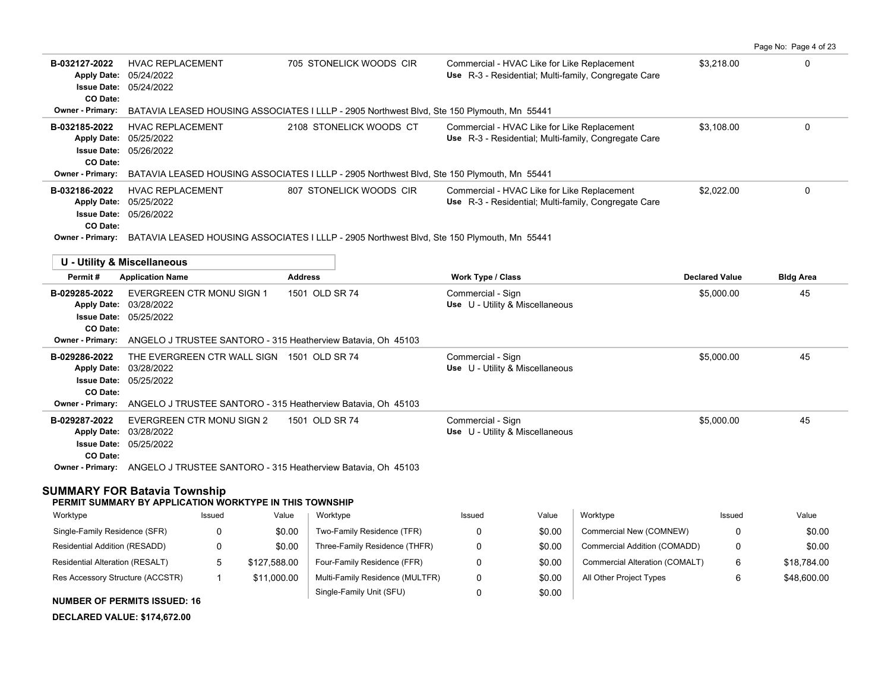| Permit # | Application Name | Address | Work Type / Class | Declared Value | Bldg Area |
|---|---|---|---|---|---|
| B-032127-2022 | HVAC REPLACEMENT | 705 STONELICK WOODS CIR | Commercial - HVAC Like for Like Replacement | $3,218.00 | 0 |
| Apply Date: 05/24/2022 | | | Use R-3 - Residential; Multi-family, Congregate Care | | |
| Issue Date: 05/24/2022 | | | | | |
| CO Date: | | | | | |
| Owner - Primary: BATAVIA LEASED HOUSING ASSOCIATES I LLLP - 2905 Northwest Blvd, Ste 150 Plymouth, Mn 55441 | | | | | |
| B-032185-2022 | HVAC REPLACEMENT | 2108 STONELICK WOODS CT | Commercial - HVAC Like for Like Replacement | $3,108.00 | 0 |
| Apply Date: 05/25/2022 | | | Use R-3 - Residential; Multi-family, Congregate Care | | |
| Issue Date: 05/26/2022 | | | | | |
| CO Date: | | | | | |
| Owner - Primary: BATAVIA LEASED HOUSING ASSOCIATES I LLLP - 2905 Northwest Blvd, Ste 150 Plymouth, Mn 55441 | | | | | |
| B-032186-2022 | HVAC REPLACEMENT | 807 STONELICK WOODS CIR | Commercial - HVAC Like for Like Replacement | $2,022.00 | 0 |
| Apply Date: 05/25/2022 | | | Use R-3 - Residential; Multi-family, Congregate Care | | |
| Issue Date: 05/26/2022 | | | | | |
| CO Date: | | | | | |
| Owner - Primary: BATAVIA LEASED HOUSING ASSOCIATES I LLLP - 2905 Northwest Blvd, Ste 150 Plymouth, Mn 55441 | | | | | |

## U - Utility & Miscellaneous

| Permit # | Application Name | Address | Work Type / Class | Declared Value | Bldg Area |
|---|---|---|---|---|---|
| B-029285-2022 | EVERGREEN CTR MONU SIGN 1 | 1501 OLD SR 74 | Commercial - Sign | $5,000.00 | 45 |
| Apply Date: 03/28/2022 | | | Use U - Utility & Miscellaneous | | |
| Issue Date: 05/25/2022 | | | | | |
| CO Date: | | | | | |
| Owner - Primary: ANGELO J TRUSTEE SANTORO - 315 Heatherview Batavia, Oh 45103 | | | | | |
| B-029286-2022 | THE EVERGREEN CTR WALL SIGN | 1501 OLD SR 74 | Commercial - Sign | $5,000.00 | 45 |
| Apply Date: 03/28/2022 | | | Use U - Utility & Miscellaneous | | |
| Issue Date: 05/25/2022 | | | | | |
| CO Date: | | | | | |
| Owner - Primary: ANGELO J TRUSTEE SANTORO - 315 Heatherview Batavia, Oh 45103 | | | | | |
| B-029287-2022 | EVERGREEN CTR MONU SIGN 2 | 1501 OLD SR 74 | Commercial - Sign | $5,000.00 | 45 |
| Apply Date: 03/28/2022 | | | Use U - Utility & Miscellaneous | | |
| Issue Date: 05/25/2022 | | | | | |
| CO Date: | | | | | |
| Owner - Primary: ANGELO J TRUSTEE SANTORO - 315 Heatherview Batavia, Oh 45103 | | | | | |

## SUMMARY FOR Batavia Township

**PERMIT SUMMARY BY APPLICATION WORKTYPE IN THIS TOWNSHIP**

| Worktype | Issued | Value | Worktype | Issued | Value | Worktype | Issued | Value |
|---|---|---|---|---|---|---|---|---|
| Single-Family Residence (SFR) | 0 | $0.00 | Two-Family Residence (TFR) | 0 | $0.00 | Commercial New (COMNEW) | 0 | $0.00 |
| Residential Addition (RESADD) | 0 | $0.00 | Three-Family Residence (THFR) | 0 | $0.00 | Commercial Addition (COMADD) | 0 | $0.00 |
| Residential Alteration (RESALT) | 5 | $127,588.00 | Four-Family Residence (FFR) | 0 | $0.00 | Commercial Alteration (COMALT) | 6 | $18,784.00 |
| Res Accessory Structure (ACCSTR) | 1 | $11,000.00 | Multi-Family Residence (MULTFR) | 0 | $0.00 | All Other Project Types | 6 | $48,600.00 |
| | | | Single-Family Unit (SFU) | 0 | $0.00 | | | |

**NUMBER OF PERMITS ISSUED: 16**

**DECLARED VALUE: $174,672.00**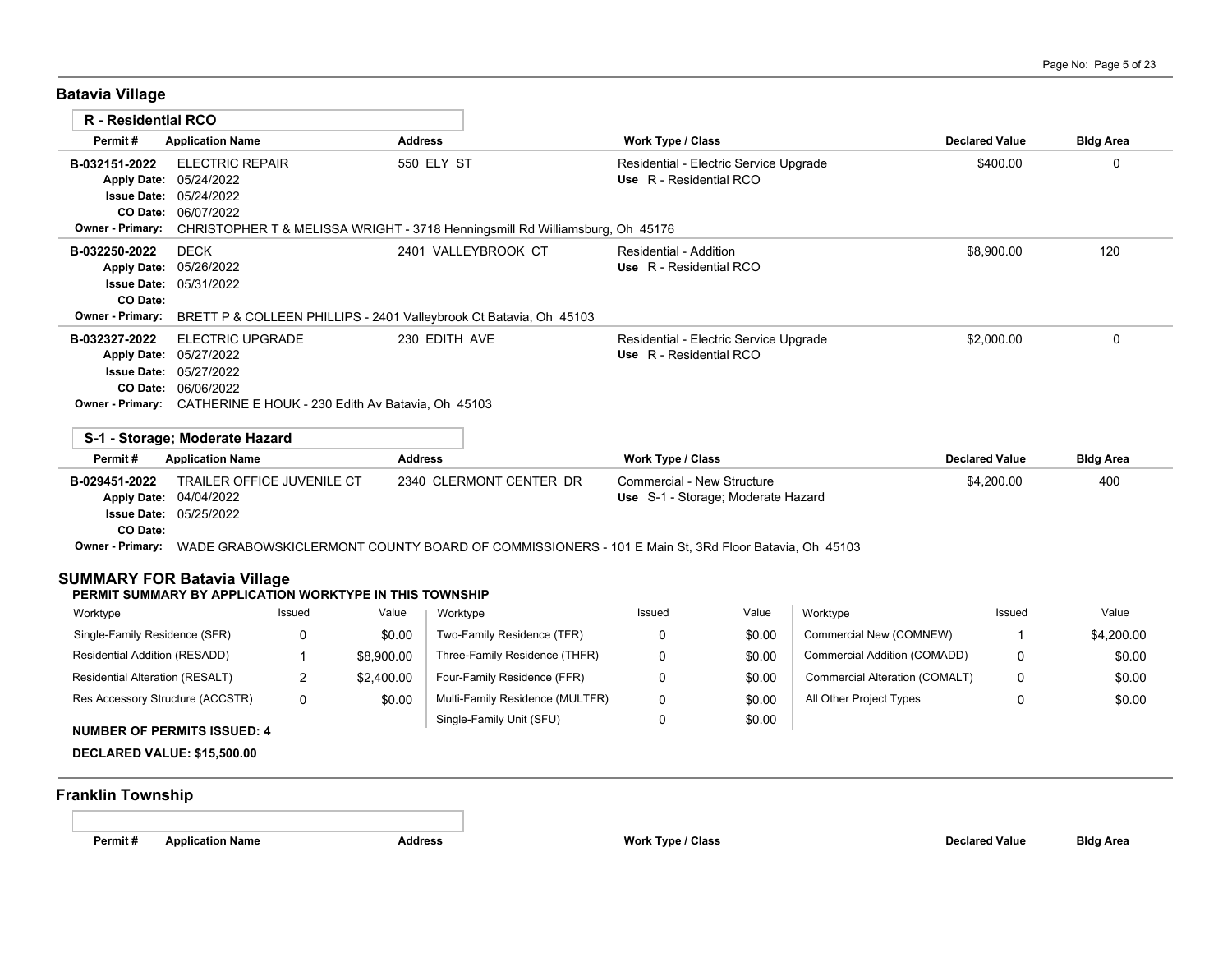## Batavia Village

### R - Residential RCO

| Permit # | Application Name | Address | Work Type / Class | Declared Value | Bldg Area |
|---|---|---|---|---|---|
| B-032151-2022 | ELECTRIC REPAIR | 550 ELY ST | Residential - Electric Service Upgrade | $400.00 | 0 |
| Apply Date: | 05/24/2022 | | Use R - Residential RCO | | |
| Issue Date: | 05/24/2022 | | | | |
| CO Date: | 06/07/2022 | | | | |
| Owner - Primary: | CHRISTOPHER T & MELISSA WRIGHT - 3718 Henningsmill Rd Williamsburg, Oh 45176 | | | | |
| B-032250-2022 | DECK | 2401 VALLEYBROOK CT | Residential - Addition | $8,900.00 | 120 |
| Apply Date: | 05/26/2022 | | Use R - Residential RCO | | |
| Issue Date: | 05/31/2022 | | | | |
| CO Date: | | | | | |
| Owner - Primary: | BRETT P & COLLEEN PHILLIPS - 2401 Valleybrook Ct Batavia, Oh 45103 | | | | |
| B-032327-2022 | ELECTRIC UPGRADE | 230 EDITH AVE | Residential - Electric Service Upgrade | $2,000.00 | 0 |
| Apply Date: | 05/27/2022 | | Use R - Residential RCO | | |
| Issue Date: | 05/27/2022 | | | | |
| CO Date: | 06/06/2022 | | | | |
| Owner - Primary: | CATHERINE E HOUK - 230 Edith Av Batavia, Oh 45103 | | | | |

### S-1 - Storage; Moderate Hazard

| Permit # | Application Name | Address | Work Type / Class | Declared Value | Bldg Area |
|---|---|---|---|---|---|
| B-029451-2022 | TRAILER OFFICE JUVENILE CT | 2340 CLERMONT CENTER DR | Commercial - New Structure | $4,200.00 | 400 |
| Apply Date: | 04/04/2022 | | Use S-1 - Storage; Moderate Hazard | | |
| Issue Date: | 05/25/2022 | | | | |
| CO Date: | | | | | |
| Owner - Primary: | WADE GRABOWSKICLERMONT COUNTY BOARD OF COMMISSIONERS - 101 E Main St, 3Rd Floor Batavia, Oh 45103 | | | | |

### SUMMARY FOR Batavia Village

**PERMIT SUMMARY BY APPLICATION WORKTYPE IN THIS TOWNSHIP**

| Worktype | Issued | Value | Worktype | Issued | Value | Worktype | Issued | Value |
|---|---|---|---|---|---|---|---|---|
| Single-Family Residence (SFR) | 0 | $0.00 | Two-Family Residence (TFR) | 0 | $0.00 | Commercial New (COMNEW) | 1 | $4,200.00 |
| Residential Addition (RESADD) | 1 | $8,900.00 | Three-Family Residence (THFR) | 0 | $0.00 | Commercial Addition (COMADD) | 0 | $0.00 |
| Residential Alteration (RESALT) | 2 | $2,400.00 | Four-Family Residence (FFR) | 0 | $0.00 | Commercial Alteration (COMALT) | 0 | $0.00 |
| Res Accessory Structure (ACCSTR) | 0 | $0.00 | Multi-Family Residence (MULTFR) | 0 | $0.00 | All Other Project Types | 0 | $0.00 |
| | | | Single-Family Unit (SFU) | 0 | $0.00 | | | |

**NUMBER OF PERMITS ISSUED: 4**

**DECLARED VALUE: $15,500.00**

## Franklin Township

| Permit # | Application Name | Address | Work Type / Class | Declared Value | Bldg Area |
|---|---|---|---|---|---|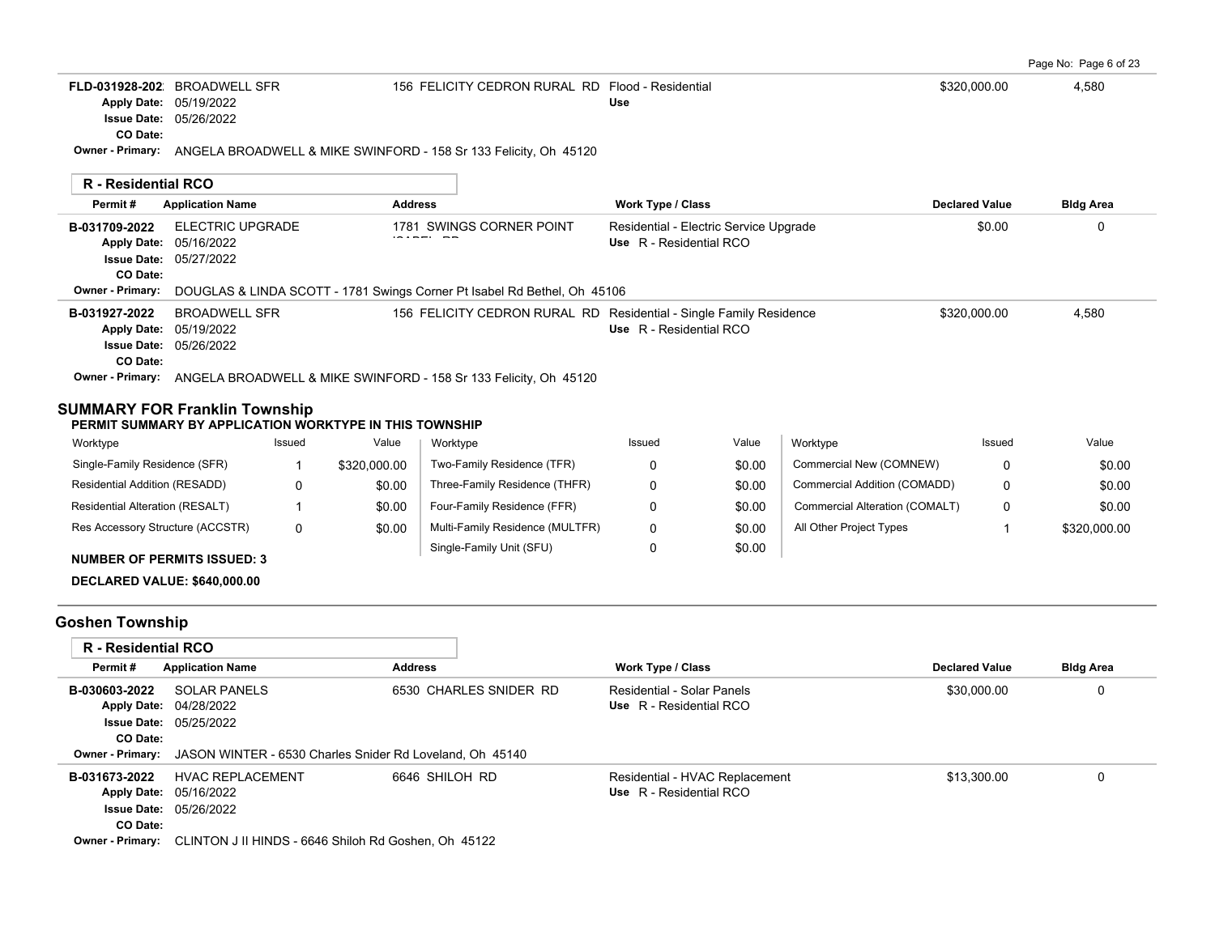| Permit # | Application Name | Address | Work Type / Class | Declared Value | Bldg Area |
|---|---|---|---|---|---|
| FLD-031928-202 | BROADWELL SFR | 156 FELICITY CEDRON RURAL RD | Flood - Residential | $320,000.00 | 4,580 |
| Apply Date: 05/19/2022 | | | Use | | |
| Issue Date: 05/26/2022 | | | | | |
| CO Date: | | | | | |
| Owner - Primary: ANGELA BROADWELL & MIKE SWINFORD - 158 Sr 133 Felicity, Oh 45120 | | | | | |

### R - Residential RCO

| Permit # | Application Name | Address | Work Type / Class | Declared Value | Bldg Area |
|---|---|---|---|---|---|
| B-031709-2022 | ELECTRIC UPGRADE | 1781 SWINGS CORNER POINT ISABEL RD | Residential - Electric Service Upgrade | $0.00 | 0 |
| Apply Date: 05/16/2022 | | | Use R - Residential RCO | | |
| Issue Date: 05/27/2022 | | | | | |
| CO Date: | | | | | |
| Owner - Primary: DOUGLAS & LINDA SCOTT - 1781 Swings Corner Pt Isabel Rd Bethel, Oh 45106 | | | | | |
| B-031927-2022 | BROADWELL SFR | 156 FELICITY CEDRON RURAL RD | Residential - Single Family Residence | $320,000.00 | 4,580 |
| Apply Date: 05/19/2022 | | | Use R - Residential RCO | | |
| Issue Date: 05/26/2022 | | | | | |
| CO Date: | | | | | |
| Owner - Primary: ANGELA BROADWELL & MIKE SWINFORD - 158 Sr 133 Felicity, Oh 45120 | | | | | |

## SUMMARY FOR Franklin Township

**PERMIT SUMMARY BY APPLICATION WORKTYPE IN THIS TOWNSHIP**

| Worktype | Issued | Value | Worktype | Issued | Value | Worktype | Issued | Value |
|---|---|---|---|---|---|---|---|---|
| Single-Family Residence (SFR) | 1 | $320,000.00 | Two-Family Residence (TFR) | 0 | $0.00 | Commercial New (COMNEW) | 0 | $0.00 |
| Residential Addition (RESADD) | 0 | $0.00 | Three-Family Residence (THFR) | 0 | $0.00 | Commercial Addition (COMADD) | 0 | $0.00 |
| Residential Alteration (RESALT) | 1 | $0.00 | Four-Family Residence (FFR) | 0 | $0.00 | Commercial Alteration (COMALT) | 0 | $0.00 |
| Res Accessory Structure (ACCSTR) | 0 | $0.00 | Multi-Family Residence (MULTFR) | 0 | $0.00 | All Other Project Types | 1 | $320,000.00 |
| | | | Single-Family Unit (SFU) | 0 | $0.00 | | | |

**NUMBER OF PERMITS ISSUED: 3**

**DECLARED VALUE: $640,000.00**

## Goshen Township

### R - Residential RCO

| Permit # | Application Name | Address | Work Type / Class | Declared Value | Bldg Area |
|---|---|---|---|---|---|
| B-030603-2022 | SOLAR PANELS | 6530 CHARLES SNIDER RD | Residential - Solar Panels | $30,000.00 | 0 |
| Apply Date: 04/28/2022 | | | Use R - Residential RCO | | |
| Issue Date: 05/25/2022 | | | | | |
| CO Date: | | | | | |
| Owner - Primary: JASON WINTER - 6530 Charles Snider Rd Loveland, Oh 45140 | | | | | |
| B-031673-2022 | HVAC REPLACEMENT | 6646 SHILOH RD | Residential - HVAC Replacement | $13,300.00 | 0 |
| Apply Date: 05/16/2022 | | | Use R - Residential RCO | | |
| Issue Date: 05/26/2022 | | | | | |
| CO Date: | | | | | |
| Owner - Primary: CLINTON J II HINDS - 6646 Shiloh Rd Goshen, Oh 45122 | | | | | |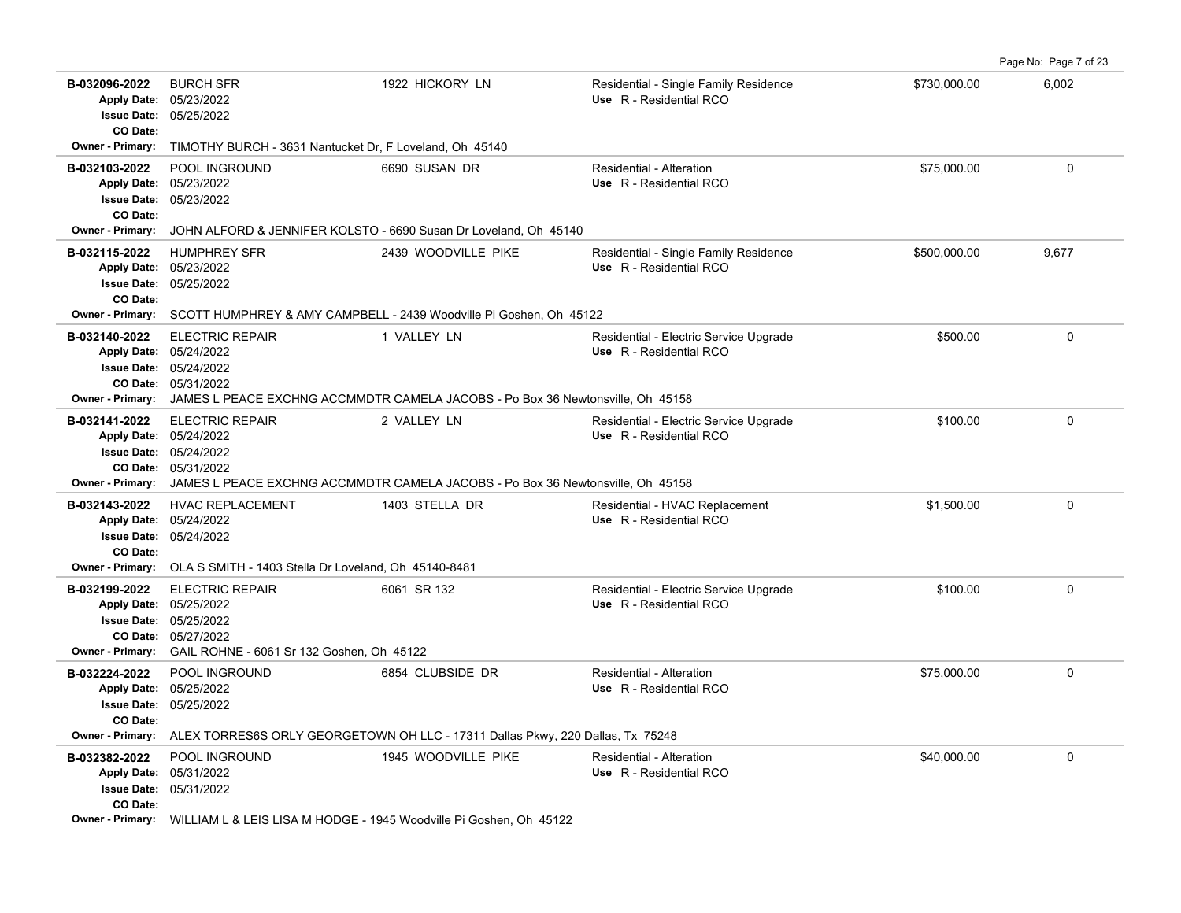| Permit No. | Description | Address | Type / Use | Valuation | Sq Ft |
|---|---|---|---|---|---|
| **B-032096-2022**<br>**Apply Date:** 05/23/2022<br>**Issue Date:** 05/25/2022<br>**CO Date:** | BURCH SFR | 1922 HICKORY LN | Residential - Single Family Residence<br>Use R - Residential RCO | $730,000.00 | 6,002 |
| **Owner - Primary:** TIMOTHY BURCH - 3631 Nantucket Dr, F Loveland, Oh 45140 | | | | | |
| **B-032103-2022**<br>**Apply Date:** 05/23/2022<br>**Issue Date:** 05/23/2022<br>**CO Date:** | POOL INGROUND | 6690 SUSAN DR | Residential - Alteration<br>Use R - Residential RCO | $75,000.00 | 0 |
| **Owner - Primary:** JOHN ALFORD & JENNIFER KOLSTO - 6690 Susan Dr Loveland, Oh 45140 | | | | | |
| **B-032115-2022**<br>**Apply Date:** 05/23/2022<br>**Issue Date:** 05/25/2022<br>**CO Date:** | HUMPHREY SFR | 2439 WOODVILLE PIKE | Residential - Single Family Residence<br>Use R - Residential RCO | $500,000.00 | 9,677 |
| **Owner - Primary:** SCOTT HUMPHREY & AMY CAMPBELL - 2439 Woodville Pi Goshen, Oh 45122 | | | | | |
| **B-032140-2022**<br>**Apply Date:** 05/24/2022<br>**Issue Date:** 05/24/2022<br>**CO Date:** 05/31/2022 | ELECTRIC REPAIR | 1 VALLEY LN | Residential - Electric Service Upgrade<br>Use R - Residential RCO | $500.00 | 0 |
| **Owner - Primary:** JAMES L PEACE EXCHNG ACCMMDTR CAMELA JACOBS - Po Box 36 Newtonsville, Oh 45158 | | | | | |
| **B-032141-2022**<br>**Apply Date:** 05/24/2022<br>**Issue Date:** 05/24/2022<br>**CO Date:** 05/31/2022 | ELECTRIC REPAIR | 2 VALLEY LN | Residential - Electric Service Upgrade<br>Use R - Residential RCO | $100.00 | 0 |
| **Owner - Primary:** JAMES L PEACE EXCHNG ACCMMDTR CAMELA JACOBS - Po Box 36 Newtonsville, Oh 45158 | | | | | |
| **B-032143-2022**<br>**Apply Date:** 05/24/2022<br>**Issue Date:** 05/24/2022<br>**CO Date:** | HVAC REPLACEMENT | 1403 STELLA DR | Residential - HVAC Replacement<br>Use R - Residential RCO | $1,500.00 | 0 |
| **Owner - Primary:** OLA S SMITH - 1403 Stella Dr Loveland, Oh 45140-8481 | | | | | |
| **B-032199-2022**<br>**Apply Date:** 05/25/2022<br>**Issue Date:** 05/25/2022<br>**CO Date:** 05/27/2022 | ELECTRIC REPAIR | 6061 SR 132 | Residential - Electric Service Upgrade<br>Use R - Residential RCO | $100.00 | 0 |
| **Owner - Primary:** GAIL ROHNE - 6061 Sr 132 Goshen, Oh 45122 | | | | | |
| **B-032224-2022**<br>**Apply Date:** 05/25/2022<br>**Issue Date:** 05/25/2022<br>**CO Date:** | POOL INGROUND | 6854 CLUBSIDE DR | Residential - Alteration<br>Use R - Residential RCO | $75,000.00 | 0 |
| **Owner - Primary:** ALEX TORRES6S ORLY GEORGETOWN OH LLC - 17311 Dallas Pkwy, 220 Dallas, Tx 75248 | | | | | |
| **B-032382-2022**<br>**Apply Date:** 05/31/2022<br>**Issue Date:** 05/31/2022<br>**CO Date:** | POOL INGROUND | 1945 WOODVILLE PIKE | Residential - Alteration<br>Use R - Residential RCO | $40,000.00 | 0 |
| **Owner - Primary:** WILLIAM L & LEIS LISA M HODGE - 1945 Woodville Pi Goshen, Oh 45122 | | | | | |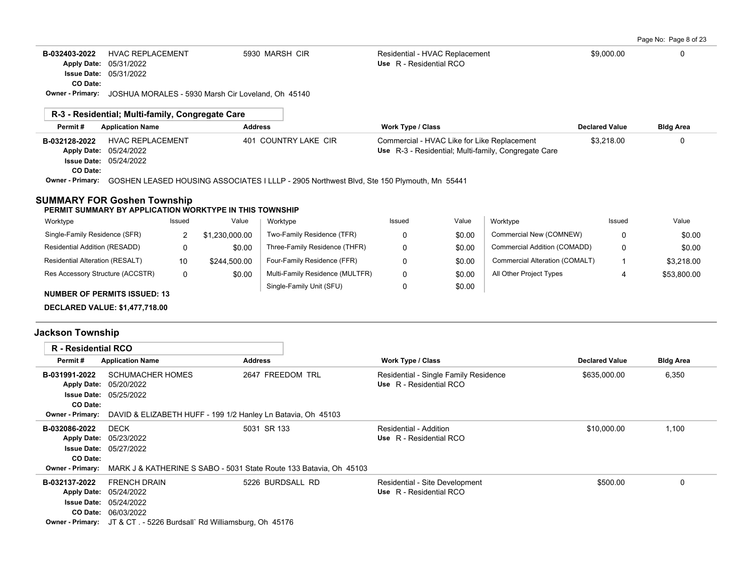| Permit # | Application Name | Address | Work Type / Class | Declared Value | Bldg Area |
|---|---|---|---|---|---|
| B-032403-2022 | HVAC REPLACEMENT | 5930 MARSH CIR | Residential - HVAC Replacement | $9,000.00 | 0 |
| Apply Date: | 05/31/2022 | | Use R - Residential RCO | | |
| Issue Date: | 05/31/2022 | | | | |
| CO Date: | | | | | |
| Owner - Primary: | JOSHUA MORALES - 5930 Marsh Cir Loveland, Oh 45140 | | | | |

**R-3 - Residential; Multi-family, Congregate Care**

| Permit # | Application Name | Address | Work Type / Class | Declared Value | Bldg Area |
|---|---|---|---|---|---|
| B-032128-2022 | HVAC REPLACEMENT | 401 COUNTRY LAKE CIR | Commercial - HVAC Like for Like Replacement | $3,218.00 | 0 |
| Apply Date: | 05/24/2022 | | Use R-3 - Residential; Multi-family, Congregate Care | | |
| Issue Date: | 05/24/2022 | | | | |
| CO Date: | | | | | |
| Owner - Primary: | GOSHEN LEASED HOUSING ASSOCIATES I LLLP - 2905 Northwest Blvd, Ste 150 Plymouth, Mn 55441 | | | | |

## SUMMARY FOR Goshen Township

**PERMIT SUMMARY BY APPLICATION WORKTYPE IN THIS TOWNSHIP**

| Worktype | Issued | Value | Worktype | Issued | Value | Worktype | Issued | Value |
|---|---|---|---|---|---|---|---|---|
| Single-Family Residence (SFR) | 2 | $1,230,000.00 | Two-Family Residence (TFR) | 0 | $0.00 | Commercial New (COMNEW) | 0 | $0.00 |
| Residential Addition (RESADD) | 0 | $0.00 | Three-Family Residence (THFR) | 0 | $0.00 | Commercial Addition (COMADD) | 0 | $0.00 |
| Residential Alteration (RESALT) | 10 | $244,500.00 | Four-Family Residence (FFR) | 0 | $0.00 | Commercial Alteration (COMALT) | 1 | $3,218.00 |
| Res Accessory Structure (ACCSTR) | 0 | $0.00 | Multi-Family Residence (MULTFR) | 0 | $0.00 | All Other Project Types | 4 | $53,800.00 |
| | | | Single-Family Unit (SFU) | 0 | $0.00 | | | |

**NUMBER OF PERMITS ISSUED: 13**

**DECLARED VALUE: $1,477,718.00**

## Jackson Township

**R - Residential RCO**

| Permit # | Application Name | Address | Work Type / Class | Declared Value | Bldg Area |
|---|---|---|---|---|---|
| B-031991-2022 | SCHUMACHER HOMES | 2647 FREEDOM TRL | Residential - Single Family Residence | $635,000.00 | 6,350 |
| Apply Date: | 05/20/2022 | | Use R - Residential RCO | | |
| Issue Date: | 05/25/2022 | | | | |
| CO Date: | | | | | |
| Owner - Primary: | DAVID & ELIZABETH HUFF - 199 1/2 Hanley Ln Batavia, Oh 45103 | | | | |
| B-032086-2022 | DECK | 5031 SR 133 | Residential - Addition | $10,000.00 | 1,100 |
| Apply Date: | 05/23/2022 | | Use R - Residential RCO | | |
| Issue Date: | 05/27/2022 | | | | |
| CO Date: | | | | | |
| Owner - Primary: | MARK J & KATHERINE S SABO - 5031 State Route 133 Batavia, Oh 45103 | | | | |
| B-032137-2022 | FRENCH DRAIN | 5226 BURDSALL RD | Residential - Site Development | $500.00 | 0 |
| Apply Date: | 05/24/2022 | | Use R - Residential RCO | | |
| Issue Date: | 05/24/2022 | | | | |
| CO Date: | 06/03/2022 | | | | |
| Owner - Primary: | JT & CT . - 5226 Burdsall` Rd Williamsburg, Oh 45176 | | | | |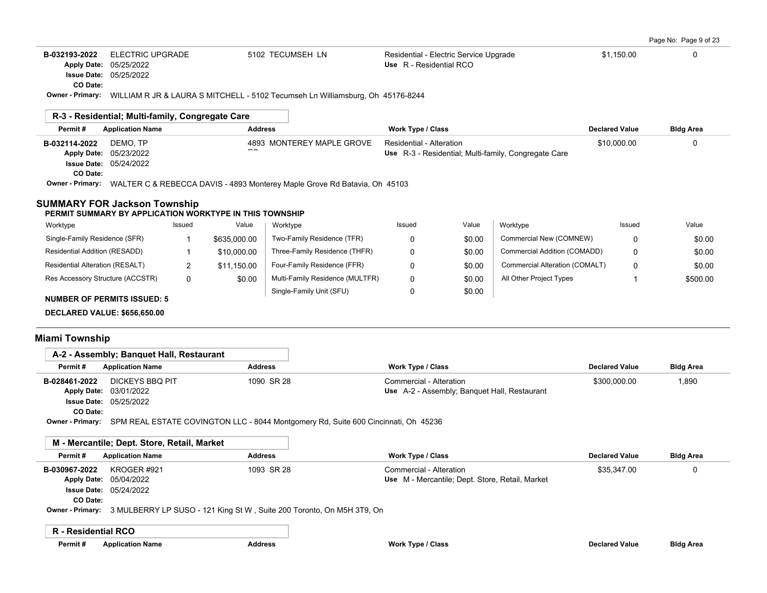| Permit # | Application Name | Address | Work Type / Class | Declared Value | Bldg Area |
|---|---|---|---|---|---|
| B-032193-2022 | ELECTRIC UPGRADE | 5102 TECUMSEH LN | Residential - Electric Service Upgrade | $1,150.00 | 0 |
| Apply Date: 05/25/2022 | | | Use R - Residential RCO | | |
| Issue Date: 05/25/2022 | | | | | |
| CO Date: | | | | | |

Owner - Primary: WILLIAM R JR & LAURA S MITCHELL - 5102 Tecumseh Ln Williamsburg, Oh 45176-8244

### R-3 - Residential; Multi-family, Congregate Care

| Permit # | Application Name | Address | Work Type / Class | Declared Value | Bldg Area |
|---|---|---|---|---|---|
| B-032114-2022 | DEMO, TP | 4893 MONTEREY MAPLE GROVE RD | Residential - Alteration | $10,000.00 | 0 |
| Apply Date: 05/23/2022 | | | Use R-3 - Residential; Multi-family, Congregate Care | | |
| Issue Date: 05/24/2022 | | | | | |
| CO Date: | | | | | |

Owner - Primary: WALTER C & REBECCA DAVIS - 4893 Monterey Maple Grove Rd Batavia, Oh 45103

## SUMMARY FOR Jackson Township

**PERMIT SUMMARY BY APPLICATION WORKTYPE IN THIS TOWNSHIP**

| Worktype | Issued | Value | Worktype | Issued | Value | Worktype | Issued | Value |
|---|---|---|---|---|---|---|---|---|
| Single-Family Residence (SFR) | 1 | $635,000.00 | Two-Family Residence (TFR) | 0 | $0.00 | Commercial New (COMNEW) | 0 | $0.00 |
| Residential Addition (RESADD) | 1 | $10,000.00 | Three-Family Residence (THFR) | 0 | $0.00 | Commercial Addition (COMADD) | 0 | $0.00 |
| Residential Alteration (RESALT) | 2 | $11,150.00 | Four-Family Residence (FFR) | 0 | $0.00 | Commercial Alteration (COMALT) | 0 | $0.00 |
| Res Accessory Structure (ACCSTR) | 0 | $0.00 | Multi-Family Residence (MULTFR) | 0 | $0.00 | All Other Project Types | 1 | $500.00 |
| | | | Single-Family Unit (SFU) | 0 | $0.00 | | | |

**NUMBER OF PERMITS ISSUED: 5**

**DECLARED VALUE: $656,650.00**

## Miami Township

### A-2 - Assembly; Banquet Hall, Restaurant

| Permit # | Application Name | Address | Work Type / Class | Declared Value | Bldg Area |
|---|---|---|---|---|---|
| B-028461-2022 | DICKEYS BBQ PIT | 1090 SR 28 | Commercial - Alteration | $300,000.00 | 1,890 |
| Apply Date: 03/01/2022 | | | Use A-2 - Assembly; Banquet Hall, Restaurant | | |
| Issue Date: 05/25/2022 | | | | | |
| CO Date: | | | | | |

Owner - Primary: SPM REAL ESTATE COVINGTON LLC - 8044 Montgomery Rd, Suite 600 Cincinnati, Oh 45236

### M - Mercantile; Dept. Store, Retail, Market

| Permit # | Application Name | Address | Work Type / Class | Declared Value | Bldg Area |
|---|---|---|---|---|---|
| B-030967-2022 | KROGER #921 | 1093 SR 28 | Commercial - Alteration | $35,347.00 | 0 |
| Apply Date: 05/04/2022 | | | Use M - Mercantile; Dept. Store, Retail, Market | | |
| Issue Date: 05/24/2022 | | | | | |
| CO Date: | | | | | |

Owner - Primary: 3 MULBERRY LP SUSO - 121 King St W , Suite 200 Toronto, On M5H 3T9, On

### R - Residential RCO

| Permit # | Application Name | Address | Work Type / Class | Declared Value | Bldg Area |
|---|---|---|---|---|---|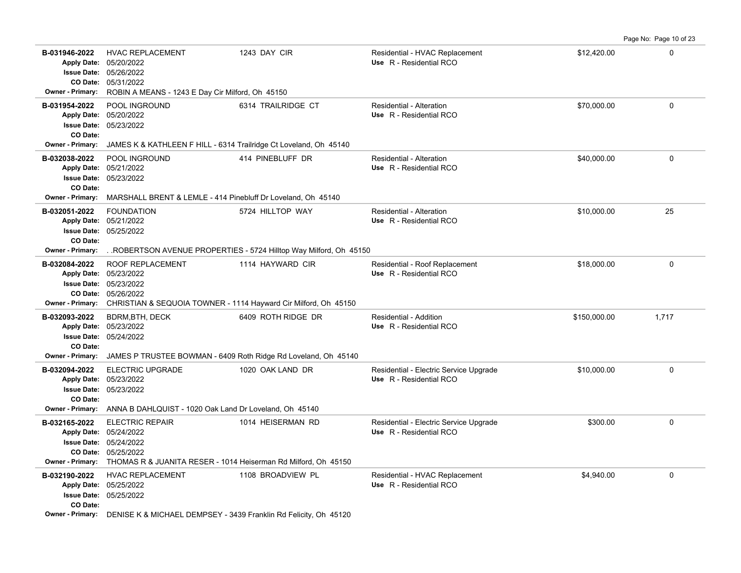| Permit | Description | Address | Type / Use | Valuation | Sq Ft |
|---|---|---|---|---|---|
| **B-031946-2022**<br>Apply Date: 05/20/2022<br>Issue Date: 05/26/2022<br>CO Date: 05/31/2022<br>Owner - Primary: ROBIN A MEANS - 1243 E Day Cir Milford, Oh 45150 | HVAC REPLACEMENT | 1243 DAY CIR | Residential - HVAC Replacement<br>Use R - Residential RCO | $12,420.00 | 0 |
| **B-031954-2022**<br>Apply Date: 05/20/2022<br>Issue Date: 05/23/2022<br>CO Date:<br>Owner - Primary: JAMES K & KATHLEEN F HILL - 6314 Trailridge Ct Loveland, Oh 45140 | POOL INGROUND | 6314 TRAILRIDGE CT | Residential - Alteration<br>Use R - Residential RCO | $70,000.00 | 0 |
| **B-032038-2022**<br>Apply Date: 05/21/2022<br>Issue Date: 05/23/2022<br>CO Date:<br>Owner - Primary: MARSHALL BRENT & LEMLE - 414 Pinebluff Dr Loveland, Oh 45140 | POOL INGROUND | 414 PINEBLUFF DR | Residential - Alteration<br>Use R - Residential RCO | $40,000.00 | 0 |
| **B-032051-2022**<br>Apply Date: 05/21/2022<br>Issue Date: 05/25/2022<br>CO Date:<br>Owner - Primary: . .ROBERTSON AVENUE PROPERTIES - 5724 Hilltop Way Milford, Oh 45150 | FOUNDATION | 5724 HILLTOP WAY | Residential - Alteration<br>Use R - Residential RCO | $10,000.00 | 25 |
| **B-032084-2022**<br>Apply Date: 05/23/2022<br>Issue Date: 05/23/2022<br>CO Date: 05/26/2022<br>Owner - Primary: CHRISTIAN & SEQUOIA TOWNER - 1114 Hayward Cir Milford, Oh 45150 | ROOF REPLACEMENT | 1114 HAYWARD CIR | Residential - Roof Replacement<br>Use R - Residential RCO | $18,000.00 | 0 |
| **B-032093-2022**<br>Apply Date: 05/23/2022<br>Issue Date: 05/24/2022<br>CO Date:<br>Owner - Primary: JAMES P TRUSTEE BOWMAN - 6409 Roth Ridge Rd Loveland, Oh 45140 | BDRM,BTH, DECK | 6409 ROTH RIDGE DR | Residential - Addition<br>Use R - Residential RCO | $150,000.00 | 1,717 |
| **B-032094-2022**<br>Apply Date: 05/23/2022<br>Issue Date: 05/23/2022<br>CO Date:<br>Owner - Primary: ANNA B DAHLQUIST - 1020 Oak Land Dr Loveland, Oh 45140 | ELECTRIC UPGRADE | 1020 OAK LAND DR | Residential - Electric Service Upgrade<br>Use R - Residential RCO | $10,000.00 | 0 |
| **B-032165-2022**<br>Apply Date: 05/24/2022<br>Issue Date: 05/24/2022<br>CO Date: 05/25/2022<br>Owner - Primary: THOMAS R & JUANITA RESER - 1014 Heiserman Rd Milford, Oh 45150 | ELECTRIC REPAIR | 1014 HEISERMAN RD | Residential - Electric Service Upgrade<br>Use R - Residential RCO | $300.00 | 0 |
| **B-032190-2022**<br>Apply Date: 05/25/2022<br>Issue Date: 05/25/2022<br>CO Date:<br>Owner - Primary: DENISE K & MICHAEL DEMPSEY - 3439 Franklin Rd Felicity, Oh 45120 | HVAC REPLACEMENT | 1108 BROADVIEW PL | Residential - HVAC Replacement<br>Use R - Residential RCO | $4,940.00 | 0 |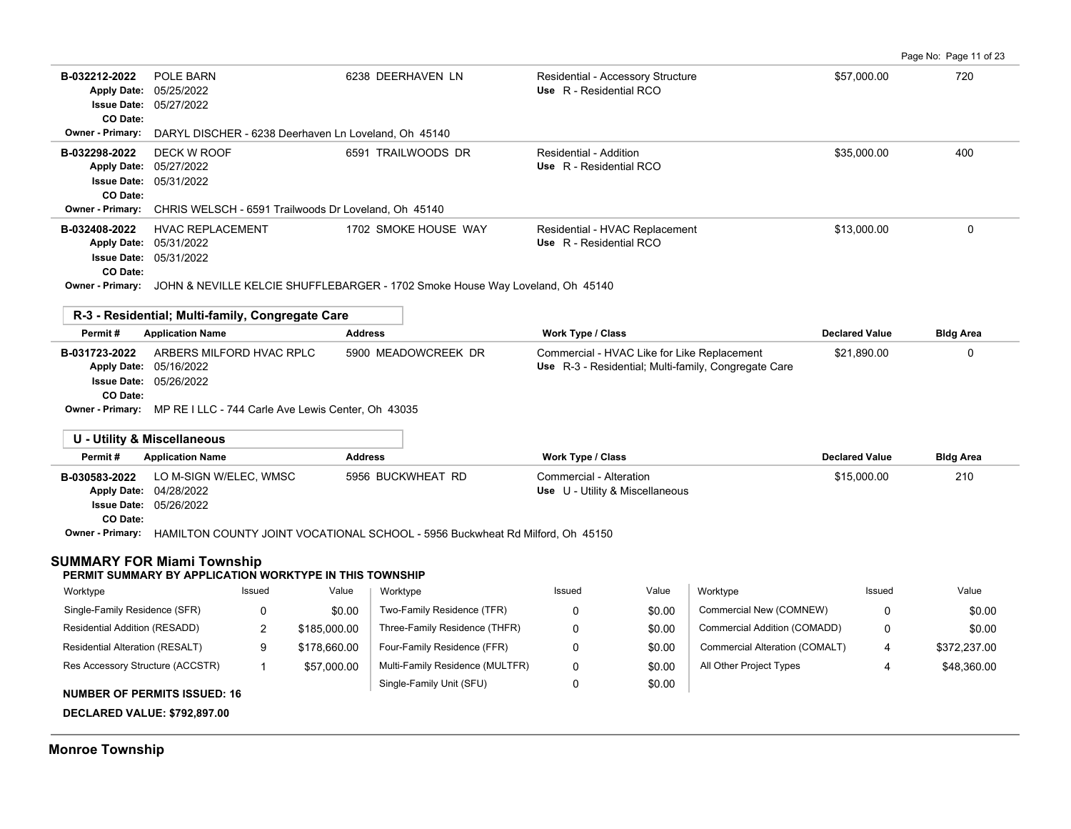| Permit # | Application Name | Address | Work Type / Class | Declared Value | Bldg Area |
|---|---|---|---|---|---|
| B-032212-2022 | POLE BARN | 6238 DEERHAVEN LN | Residential - Accessory Structure | $57,000.00 | 720 |
| Apply Date: | 05/25/2022 | | Use R - Residential RCO | | |
| Issue Date: | 05/27/2022 | | | | |
| CO Date: | | | | | |
| Owner - Primary: | DARYL DISCHER - 6238 Deerhaven Ln Loveland, Oh 45140 | | | | |
| B-032298-2022 | DECK W ROOF | 6591 TRAILWOODS DR | Residential - Addition | $35,000.00 | 400 |
| Apply Date: | 05/27/2022 | | Use R - Residential RCO | | |
| Issue Date: | 05/31/2022 | | | | |
| CO Date: | | | | | |
| Owner - Primary: | CHRIS WELSCH - 6591 Trailwoods Dr Loveland, Oh 45140 | | | | |
| B-032408-2022 | HVAC REPLACEMENT | 1702 SMOKE HOUSE WAY | Residential - HVAC Replacement | $13,000.00 | 0 |
| Apply Date: | 05/31/2022 | | Use R - Residential RCO | | |
| Issue Date: | 05/31/2022 | | | | |
| CO Date: | | | | | |
| Owner - Primary: | JOHN & NEVILLE KELCIE SHUFFLEBARGER - 1702 Smoke House Way Loveland, Oh 45140 | | | | |

**R-3 - Residential; Multi-family, Congregate Care**

| Permit # | Application Name | Address | Work Type / Class | Declared Value | Bldg Area |
|---|---|---|---|---|---|
| B-031723-2022 | ARBERS MILFORD HVAC RPLC | 5900 MEADOWCREEK DR | Commercial - HVAC Like for Like Replacement | $21,890.00 | 0 |
| Apply Date: | 05/16/2022 | | Use R-3 - Residential; Multi-family, Congregate Care | | |
| Issue Date: | 05/26/2022 | | | | |
| CO Date: | | | | | |
| Owner - Primary: | MP RE I LLC - 744 Carle Ave Lewis Center, Oh 43035 | | | | |

**U - Utility & Miscellaneous**

| Permit # | Application Name | Address | Work Type / Class | Declared Value | Bldg Area |
|---|---|---|---|---|---|
| B-030583-2022 | LO M-SIGN W/ELEC, WMSC | 5956 BUCKWHEAT RD | Commercial - Alteration | $15,000.00 | 210 |
| Apply Date: | 04/28/2022 | | Use U - Utility & Miscellaneous | | |
| Issue Date: | 05/26/2022 | | | | |
| CO Date: | | | | | |
| Owner - Primary: | HAMILTON COUNTY JOINT VOCATIONAL SCHOOL - 5956 Buckwheat Rd Milford, Oh 45150 | | | | |

## SUMMARY FOR Miami Township

**PERMIT SUMMARY BY APPLICATION WORKTYPE IN THIS TOWNSHIP**

| Worktype | Issued | Value | Worktype | Issued | Value | Worktype | Issued | Value |
|---|---|---|---|---|---|---|---|---|
| Single-Family Residence (SFR) | 0 | $0.00 | Two-Family Residence (TFR) | 0 | $0.00 | Commercial New (COMNEW) | 0 | $0.00 |
| Residential Addition (RESADD) | 2 | $185,000.00 | Three-Family Residence (THFR) | 0 | $0.00 | Commercial Addition (COMADD) | 0 | $0.00 |
| Residential Alteration (RESALT) | 9 | $178,660.00 | Four-Family Residence (FFR) | 0 | $0.00 | Commercial Alteration (COMALT) | 4 | $372,237.00 |
| Res Accessory Structure (ACCSTR) | 1 | $57,000.00 | Multi-Family Residence (MULTFR) | 0 | $0.00 | All Other Project Types | 4 | $48,360.00 |
| | | | Single-Family Unit (SFU) | 0 | $0.00 | | | |

**NUMBER OF PERMITS ISSUED: 16**

**DECLARED VALUE: $792,897.00**

## Monroe Township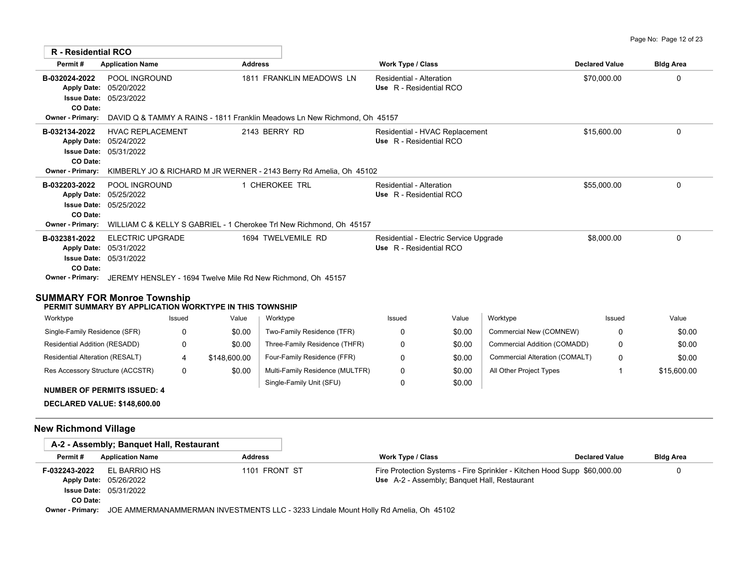## R - Residential RCO

| Permit # | Application Name | Address | Work Type / Class | Declared Value | Bldg Area |
|---|---|---|---|---|---|
| B-032024-2022 | POOL INGROUND | 1811 FRANKLIN MEADOWS LN | Residential - Alteration | $70,000.00 | 0 |
| Apply Date: | 05/20/2022 | | Use R - Residential RCO | | |
| Issue Date: | 05/23/2022 | | | | |
| CO Date: | | | | | |
| Owner - Primary: | DAVID Q & TAMMY A RAINS - 1811 Franklin Meadows Ln New Richmond, Oh 45157 | | | | |
| B-032134-2022 | HVAC REPLACEMENT | 2143 BERRY RD | Residential - HVAC Replacement | $15,600.00 | 0 |
| Apply Date: | 05/24/2022 | | Use R - Residential RCO | | |
| Issue Date: | 05/31/2022 | | | | |
| CO Date: | | | | | |
| Owner - Primary: | KIMBERLY JO & RICHARD M JR WERNER - 2143 Berry Rd Amelia, Oh 45102 | | | | |
| B-032203-2022 | POOL INGROUND | 1 CHEROKEE TRL | Residential - Alteration | $55,000.00 | 0 |
| Apply Date: | 05/25/2022 | | Use R - Residential RCO | | |
| Issue Date: | 05/25/2022 | | | | |
| CO Date: | | | | | |
| Owner - Primary: | WILLIAM C & KELLY S GABRIEL - 1 Cherokee Trl New Richmond, Oh 45157 | | | | |
| B-032381-2022 | ELECTRIC UPGRADE | 1694 TWELVEMILE RD | Residential - Electric Service Upgrade | $8,000.00 | 0 |
| Apply Date: | 05/31/2022 | | Use R - Residential RCO | | |
| Issue Date: | 05/31/2022 | | | | |
| CO Date: | | | | | |
| Owner - Primary: | JEREMY HENSLEY - 1694 Twelve Mile Rd New Richmond, Oh 45157 | | | | |

## SUMMARY FOR Monroe Township

**PERMIT SUMMARY BY APPLICATION WORKTYPE IN THIS TOWNSHIP**

| Worktype | Issued | Value | Worktype | Issued | Value | Worktype | Issued | Value |
|---|---|---|---|---|---|---|---|---|
| Single-Family Residence (SFR) | 0 | $0.00 | Two-Family Residence (TFR) | 0 | $0.00 | Commercial New (COMNEW) | 0 | $0.00 |
| Residential Addition (RESADD) | 0 | $0.00 | Three-Family Residence (THFR) | 0 | $0.00 | Commercial Addition (COMADD) | 0 | $0.00 |
| Residential Alteration (RESALT) | 4 | $148,600.00 | Four-Family Residence (FFR) | 0 | $0.00 | Commercial Alteration (COMALT) | 0 | $0.00 |
| Res Accessory Structure (ACCSTR) | 0 | $0.00 | Multi-Family Residence (MULTFR) | 0 | $0.00 | All Other Project Types | 1 | $15,600.00 |
| | | | Single-Family Unit (SFU) | 0 | $0.00 | | | |

**NUMBER OF PERMITS ISSUED: 4**

**DECLARED VALUE: $148,600.00**

## New Richmond Village

### A-2 - Assembly; Banquet Hall, Restaurant

| Permit # | Application Name | Address | Work Type / Class | Declared Value | Bldg Area |
|---|---|---|---|---|---|
| F-032243-2022 | EL BARRIO HS | 1101 FRONT ST | Fire Protection Systems - Fire Sprinkler - Kitchen Hood Supp | $60,000.00 | 0 |
| Apply Date: | 05/26/2022 | | Use A-2 - Assembly; Banquet Hall, Restaurant | | |
| Issue Date: | 05/31/2022 | | | | |
| CO Date: | | | | | |
| Owner - Primary: | JOE AMMERMANAMMERMAN INVESTMENTS LLC - 3233 Lindale Mount Holly Rd Amelia, Oh 45102 | | | | |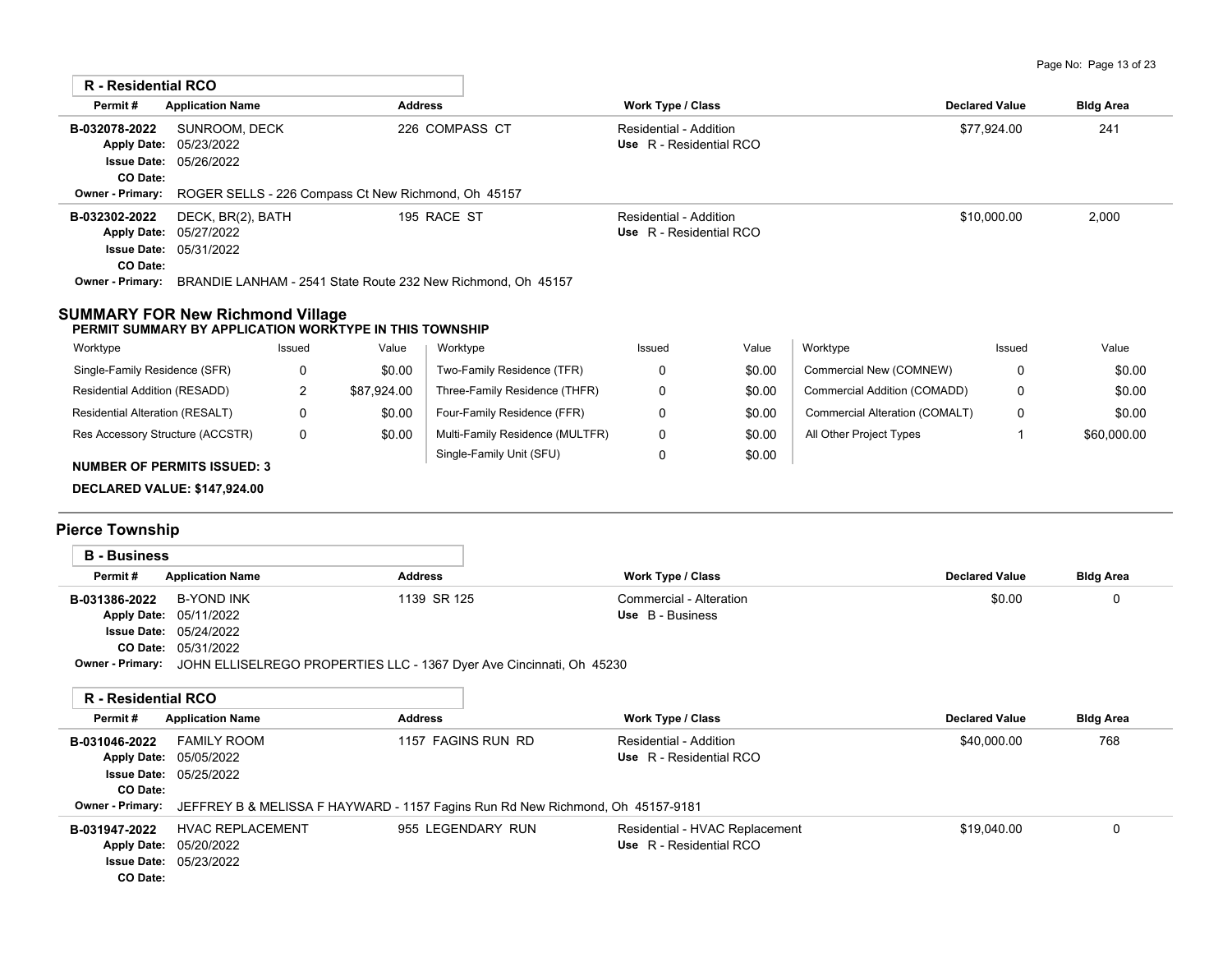### R - Residential RCO

| Permit # | Application Name | Address | Work Type / Class | Declared Value | Bldg Area |
|---|---|---|---|---|---|
| B-032078-2022<br>Apply Date: 05/23/2022<br>Issue Date: 05/26/2022<br>CO Date: | SUNROOM, DECK | 226 COMPASS CT | Residential - Addition<br>Use R - Residential RCO | $77,924.00 | 241 |
| Owner - Primary: | ROGER SELLS - 226 Compass Ct New Richmond, Oh 45157 | | | | |
| B-032302-2022<br>Apply Date: 05/27/2022<br>Issue Date: 05/31/2022<br>CO Date: | DECK, BR(2), BATH | 195 RACE ST | Residential - Addition<br>Use R - Residential RCO | $10,000.00 | 2,000 |
| Owner - Primary: | BRANDIE LANHAM - 2541 State Route 232 New Richmond, Oh 45157 | | | | |

## SUMMARY FOR New Richmond Village

**PERMIT SUMMARY BY APPLICATION WORKTYPE IN THIS TOWNSHIP**

| Worktype | Issued | Value | Worktype | Issued | Value | Worktype | Issued | Value |
|---|---|---|---|---|---|---|---|---|
| Single-Family Residence (SFR) | 0 | $0.00 | Two-Family Residence (TFR) | 0 | $0.00 | Commercial New (COMNEW) | 0 | $0.00 |
| Residential Addition (RESADD) | 2 | $87,924.00 | Three-Family Residence (THFR) | 0 | $0.00 | Commercial Addition (COMADD) | 0 | $0.00 |
| Residential Alteration (RESALT) | 0 | $0.00 | Four-Family Residence (FFR) | 0 | $0.00 | Commercial Alteration (COMALT) | 0 | $0.00 |
| Res Accessory Structure (ACCSTR) | 0 | $0.00 | Multi-Family Residence (MULTFR) | 0 | $0.00 | All Other Project Types | 1 | $60,000.00 |
| | | | Single-Family Unit (SFU) | 0 | $0.00 | | | |

**NUMBER OF PERMITS ISSUED: 3**

**DECLARED VALUE: $147,924.00**

## Pierce Township

### B - Business

| Permit # | Application Name | Address | Work Type / Class | Declared Value | Bldg Area |
|---|---|---|---|---|---|
| B-031386-2022<br>Apply Date: 05/11/2022<br>Issue Date: 05/24/2022<br>CO Date: 05/31/2022 | B-YOND INK | 1139 SR 125 | Commercial - Alteration<br>Use B - Business | $0.00 | 0 |
| Owner - Primary: | JOHN ELLISELREGO PROPERTIES LLC - 1367 Dyer Ave Cincinnati, Oh 45230 | | | | |

### R - Residential RCO

| Permit # | Application Name | Address | Work Type / Class | Declared Value | Bldg Area |
|---|---|---|---|---|---|
| B-031046-2022<br>Apply Date: 05/05/2022<br>Issue Date: 05/25/2022<br>CO Date: | FAMILY ROOM | 1157 FAGINS RUN RD | Residential - Addition<br>Use R - Residential RCO | $40,000.00 | 768 |
| Owner - Primary: | JEFFREY B & MELISSA F HAYWARD - 1157 Fagins Run Rd New Richmond, Oh 45157-9181 | | | | |
| B-031947-2022<br>Apply Date: 05/20/2022<br>Issue Date: 05/23/2022<br>CO Date: | HVAC REPLACEMENT | 955 LEGENDARY RUN | Residential - HVAC Replacement<br>Use R - Residential RCO | $19,040.00 | 0 |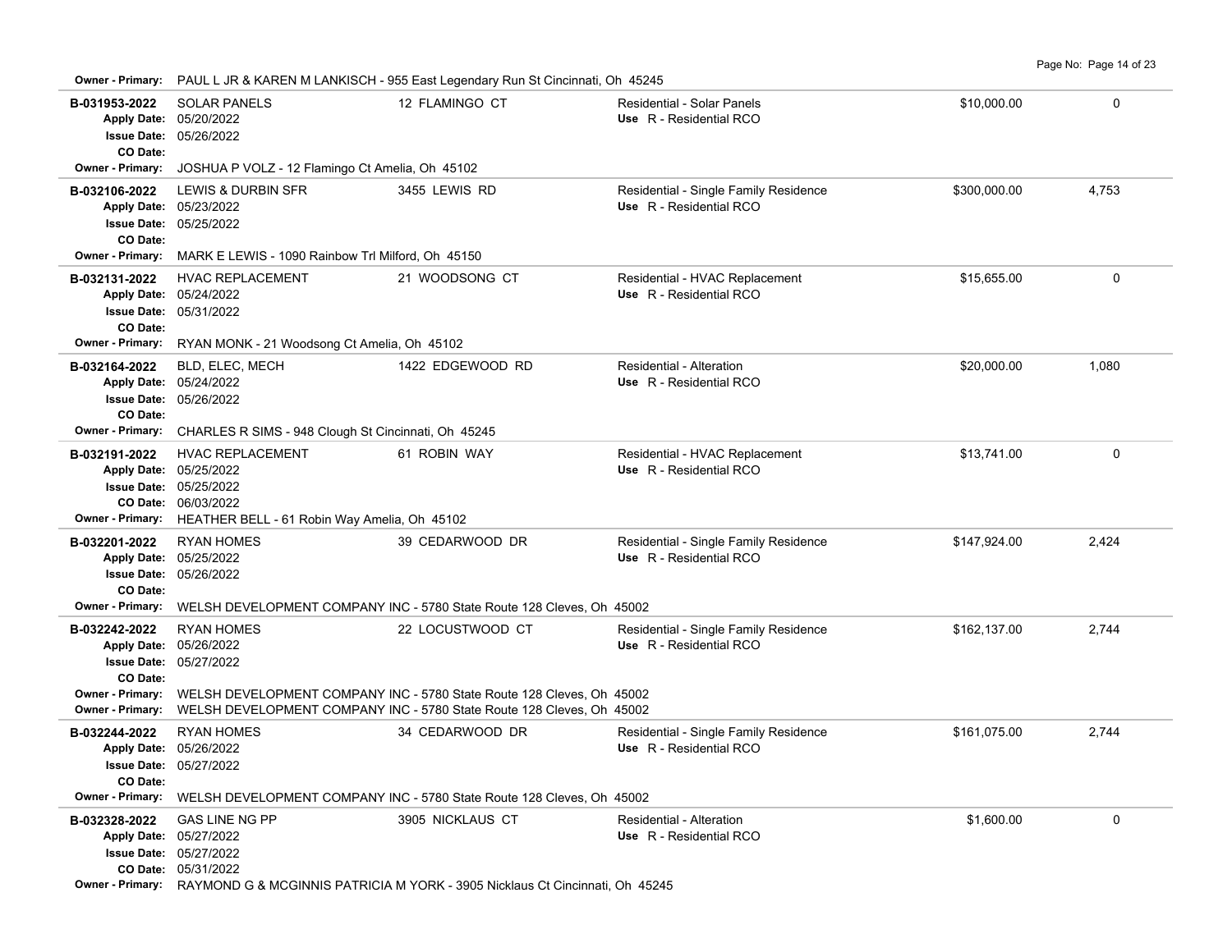**Owner - Primary:** PAUL L JR & KAREN M LANKISCH - 955 East Legendary Run St Cincinnati, Oh 45245

| Permit | Description | Address | Type / Use | Value | Sq Ft |
|---|---|---|---|---|---|
| **B-031953-2022**<br>**Apply Date:** 05/20/2022<br>**Issue Date:** 05/26/2022<br>**CO Date:** | SOLAR PANELS | 12 FLAMINGO CT | Residential - Solar Panels<br>**Use** R - Residential RCO | $10,000.00 | 0 |
| **Owner - Primary:** JOSHUA P VOLZ - 12 Flamingo Ct Amelia, Oh 45102 | | | | | |
| **B-032106-2022**<br>**Apply Date:** 05/23/2022<br>**Issue Date:** 05/25/2022<br>**CO Date:** | LEWIS & DURBIN SFR | 3455 LEWIS RD | Residential - Single Family Residence<br>**Use** R - Residential RCO | $300,000.00 | 4,753 |
| **Owner - Primary:** MARK E LEWIS - 1090 Rainbow Trl Milford, Oh 45150 | | | | | |
| **B-032131-2022**<br>**Apply Date:** 05/24/2022<br>**Issue Date:** 05/31/2022<br>**CO Date:** | HVAC REPLACEMENT | 21 WOODSONG CT | Residential - HVAC Replacement<br>**Use** R - Residential RCO | $15,655.00 | 0 |
| **Owner - Primary:** RYAN MONK - 21 Woodsong Ct Amelia, Oh 45102 | | | | | |
| **B-032164-2022**<br>**Apply Date:** 05/24/2022<br>**Issue Date:** 05/26/2022<br>**CO Date:** | BLD, ELEC, MECH | 1422 EDGEWOOD RD | Residential - Alteration<br>**Use** R - Residential RCO | $20,000.00 | 1,080 |
| **Owner - Primary:** CHARLES R SIMS - 948 Clough St Cincinnati, Oh 45245 | | | | | |
| **B-032191-2022**<br>**Apply Date:** 05/25/2022<br>**Issue Date:** 05/25/2022<br>**CO Date:** 06/03/2022 | HVAC REPLACEMENT | 61 ROBIN WAY | Residential - HVAC Replacement<br>**Use** R - Residential RCO | $13,741.00 | 0 |
| **Owner - Primary:** HEATHER BELL - 61 Robin Way Amelia, Oh 45102 | | | | | |
| **B-032201-2022**<br>**Apply Date:** 05/25/2022<br>**Issue Date:** 05/26/2022<br>**CO Date:** | RYAN HOMES | 39 CEDARWOOD DR | Residential - Single Family Residence<br>**Use** R - Residential RCO | $147,924.00 | 2,424 |
| **Owner - Primary:** WELSH DEVELOPMENT COMPANY INC - 5780 State Route 128 Cleves, Oh 45002 | | | | | |
| **B-032242-2022**<br>**Apply Date:** 05/26/2022<br>**Issue Date:** 05/27/2022<br>**CO Date:** | RYAN HOMES | 22 LOCUSTWOOD CT | Residential - Single Family Residence<br>**Use** R - Residential RCO | $162,137.00 | 2,744 |
| **Owner - Primary:** WELSH DEVELOPMENT COMPANY INC - 5780 State Route 128 Cleves, Oh 45002<br>**Owner - Primary:** WELSH DEVELOPMENT COMPANY INC - 5780 State Route 128 Cleves, Oh 45002 | | | | | |
| **B-032244-2022**<br>**Apply Date:** 05/26/2022<br>**Issue Date:** 05/27/2022<br>**CO Date:** | RYAN HOMES | 34 CEDARWOOD DR | Residential - Single Family Residence<br>**Use** R - Residential RCO | $161,075.00 | 2,744 |
| **Owner - Primary:** WELSH DEVELOPMENT COMPANY INC - 5780 State Route 128 Cleves, Oh 45002 | | | | | |
| **B-032328-2022**<br>**Apply Date:** 05/27/2022<br>**Issue Date:** 05/27/2022<br>**CO Date:** 05/31/2022 | GAS LINE NG PP | 3905 NICKLAUS CT | Residential - Alteration<br>**Use** R - Residential RCO | $1,600.00 | 0 |
| **Owner - Primary:** RAYMOND G & MCGINNIS PATRICIA M YORK - 3905 Nicklaus Ct Cincinnati, Oh 45245 | | | | | |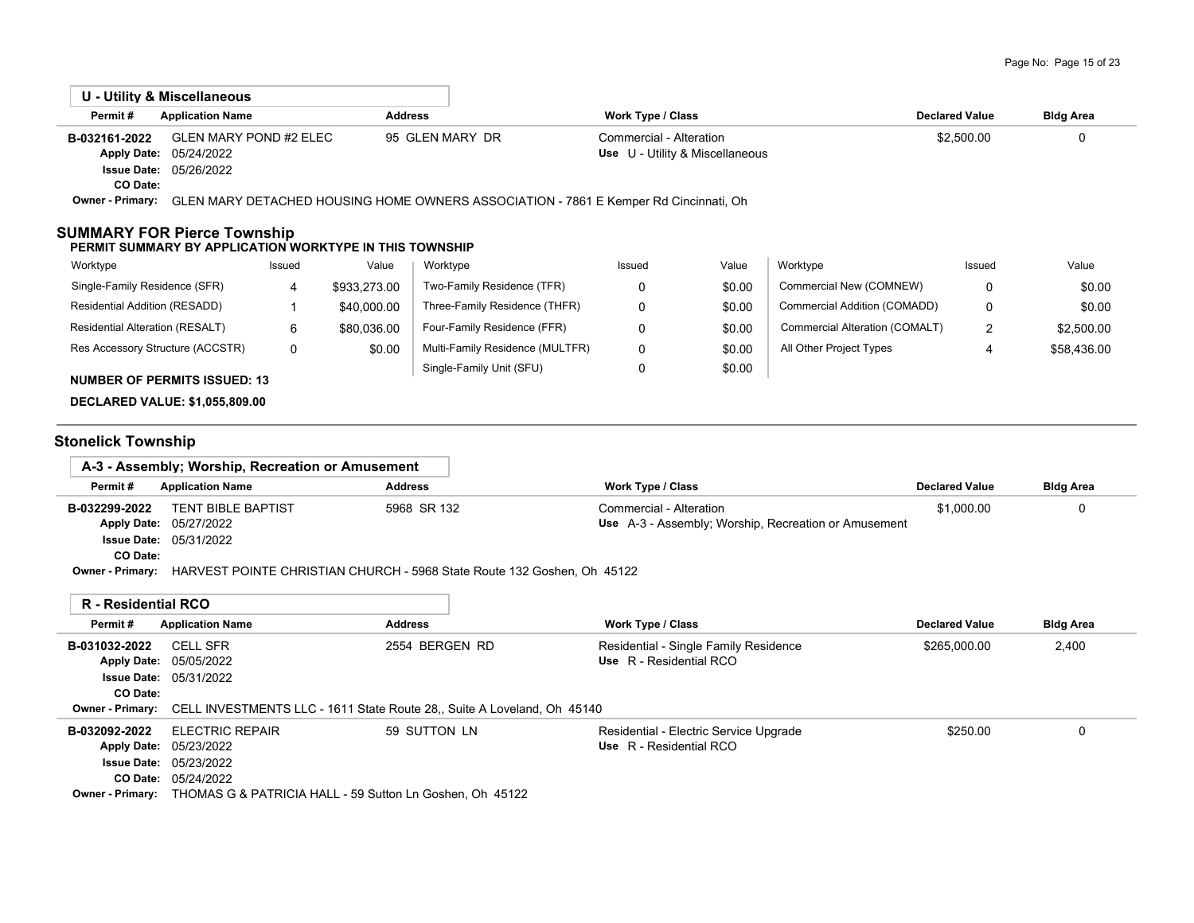### U - Utility & Miscellaneous

| Permit # | Application Name | Address | Work Type / Class | Declared Value | Bldg Area |
|---|---|---|---|---|---|
| B-032161-2022 | GLEN MARY POND #2 ELEC | 95 GLEN MARY DR | Commercial - Alteration | $2,500.00 | 0 |
| Apply Date: | 05/24/2022 | | Use U - Utility & Miscellaneous | | |
| Issue Date: | 05/26/2022 | | | | |
| CO Date: | | | | | |
| Owner - Primary: | GLEN MARY DETACHED HOUSING HOME OWNERS ASSOCIATION - 7861 E Kemper Rd Cincinnati, Oh | | | | |

## SUMMARY FOR Pierce Township

**PERMIT SUMMARY BY APPLICATION WORKTYPE IN THIS TOWNSHIP**

| Worktype | Issued | Value | Worktype | Issued | Value | Worktype | Issued | Value |
|---|---|---|---|---|---|---|---|---|
| Single-Family Residence (SFR) | 4 | $933,273.00 | Two-Family Residence (TFR) | 0 | $0.00 | Commercial New (COMNEW) | 0 | $0.00 |
| Residential Addition (RESADD) | 1 | $40,000.00 | Three-Family Residence (THFR) | 0 | $0.00 | Commercial Addition (COMADD) | 0 | $0.00 |
| Residential Alteration (RESALT) | 6 | $80,036.00 | Four-Family Residence (FFR) | 0 | $0.00 | Commercial Alteration (COMALT) | 2 | $2,500.00 |
| Res Accessory Structure (ACCSTR) | 0 | $0.00 | Multi-Family Residence (MULTFR) | 0 | $0.00 | All Other Project Types | 4 | $58,436.00 |
| | | | Single-Family Unit (SFU) | 0 | $0.00 | | | |

**NUMBER OF PERMITS ISSUED: 13**

**DECLARED VALUE: $1,055,809.00**

## Stonelick Township

### A-3 - Assembly; Worship, Recreation or Amusement

| Permit # | Application Name | Address | Work Type / Class | Declared Value | Bldg Area |
|---|---|---|---|---|---|
| B-032299-2022 | TENT BIBLE BAPTIST | 5968 SR 132 | Commercial - Alteration | $1,000.00 | 0 |
| Apply Date: | 05/27/2022 | | Use A-3 - Assembly; Worship, Recreation or Amusement | | |
| Issue Date: | 05/31/2022 | | | | |
| CO Date: | | | | | |
| Owner - Primary: | HARVEST POINTE CHRISTIAN CHURCH - 5968 State Route 132 Goshen, Oh 45122 | | | | |

### R - Residential RCO

| Permit # | Application Name | Address | Work Type / Class | Declared Value | Bldg Area |
|---|---|---|---|---|---|
| B-031032-2022 | CELL SFR | 2554 BERGEN RD | Residential - Single Family Residence | $265,000.00 | 2,400 |
| Apply Date: | 05/05/2022 | | Use R - Residential RCO | | |
| Issue Date: | 05/31/2022 | | | | |
| CO Date: | | | | | |
| Owner - Primary: | CELL INVESTMENTS LLC - 1611 State Route 28,, Suite A Loveland, Oh 45140 | | | | |
| B-032092-2022 | ELECTRIC REPAIR | 59 SUTTON LN | Residential - Electric Service Upgrade | $250.00 | 0 |
| Apply Date: | 05/23/2022 | | Use R - Residential RCO | | |
| Issue Date: | 05/23/2022 | | | | |
| CO Date: | 05/24/2022 | | | | |
| Owner - Primary: | THOMAS G & PATRICIA HALL - 59 Sutton Ln Goshen, Oh 45122 | | | | |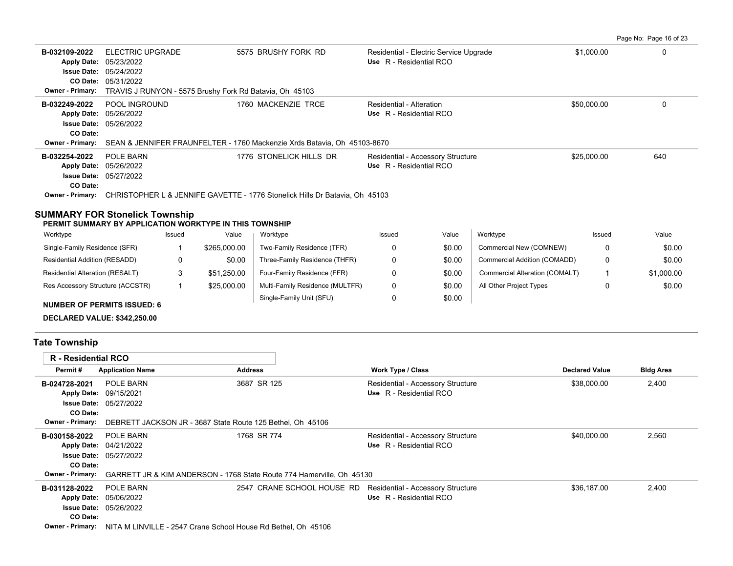| Permit # | Application Name | Address | Work Type / Class | Declared Value | Bldg Area |
|---|---|---|---|---|---|
| B-032109-2022 | ELECTRIC UPGRADE | 5575 BRUSHY FORK RD | Residential - Electric Service Upgrade<br>Use R - Residential RCO | $1,000.00 | 0 |
| Apply Date: 05/23/2022<br>Issue Date: 05/24/2022<br>CO Date: 05/31/2022 | | | | | |
| Owner - Primary: TRAVIS J RUNYON - 5575 Brushy Fork Rd Batavia, Oh 45103 | | | | | |
| B-032249-2022 | POOL INGROUND | 1760 MACKENZIE TRCE | Residential - Alteration<br>Use R - Residential RCO | $50,000.00 | 0 |
| Apply Date: 05/26/2022<br>Issue Date: 05/26/2022<br>CO Date: | | | | | |
| Owner - Primary: SEAN & JENNIFER FRAUNFELTER - 1760 Mackenzie Xrds Batavia, Oh 45103-8670 | | | | | |
| B-032254-2022 | POLE BARN | 1776 STONELICK HILLS DR | Residential - Accessory Structure<br>Use R - Residential RCO | $25,000.00 | 640 |
| Apply Date: 05/26/2022<br>Issue Date: 05/27/2022<br>CO Date: | | | | | |
| Owner - Primary: CHRISTOPHER L & JENNIFE GAVETTE - 1776 Stonelick Hills Dr Batavia, Oh 45103 | | | | | |

## SUMMARY FOR Stonelick Township

**PERMIT SUMMARY BY APPLICATION WORKTYPE IN THIS TOWNSHIP**

| Worktype | Issued | Value | Worktype | Issued | Value | Worktype | Issued | Value |
|---|---|---|---|---|---|---|---|---|
| Single-Family Residence (SFR) | 1 | $265,000.00 | Two-Family Residence (TFR) | 0 | $0.00 | Commercial New (COMNEW) | 0 | $0.00 |
| Residential Addition (RESADD) | 0 | $0.00 | Three-Family Residence (THFR) | 0 | $0.00 | Commercial Addition (COMADD) | 0 | $0.00 |
| Residential Alteration (RESALT) | 3 | $51,250.00 | Four-Family Residence (FFR) | 0 | $0.00 | Commercial Alteration (COMALT) | 1 | $1,000.00 |
| Res Accessory Structure (ACCSTR) | 1 | $25,000.00 | Multi-Family Residence (MULTFR) | 0 | $0.00 | All Other Project Types | 0 | $0.00 |
| | | | Single-Family Unit (SFU) | 0 | $0.00 | | | |

**NUMBER OF PERMITS ISSUED: 6**

**DECLARED VALUE: $342,250.00**

## Tate Township

### R - Residential RCO

| Permit # | Application Name | Address | Work Type / Class | Declared Value | Bldg Area |
|---|---|---|---|---|---|
| B-024728-2021 | POLE BARN | 3687 SR 125 | Residential - Accessory Structure<br>Use R - Residential RCO | $38,000.00 | 2,400 |
| Apply Date: 09/15/2021<br>Issue Date: 05/27/2022<br>CO Date: | | | | | |
| Owner - Primary: DEBRETT JACKSON JR - 3687 State Route 125 Bethel, Oh 45106 | | | | | |
| B-030158-2022 | POLE BARN | 1768 SR 774 | Residential - Accessory Structure<br>Use R - Residential RCO | $40,000.00 | 2,560 |
| Apply Date: 04/21/2022<br>Issue Date: 05/27/2022<br>CO Date: | | | | | |
| Owner - Primary: GARRETT JR & KIM ANDERSON - 1768 State Route 774 Hamerville, Oh 45130 | | | | | |
| B-031128-2022 | POLE BARN | 2547 CRANE SCHOOL HOUSE RD | Residential - Accessory Structure<br>Use R - Residential RCO | $36,187.00 | 2,400 |
| Apply Date: 05/06/2022<br>Issue Date: 05/26/2022<br>CO Date: | | | | | |
| Owner - Primary: NITA M LINVILLE - 2547 Crane School House Rd Bethel, Oh 45106 | | | | | |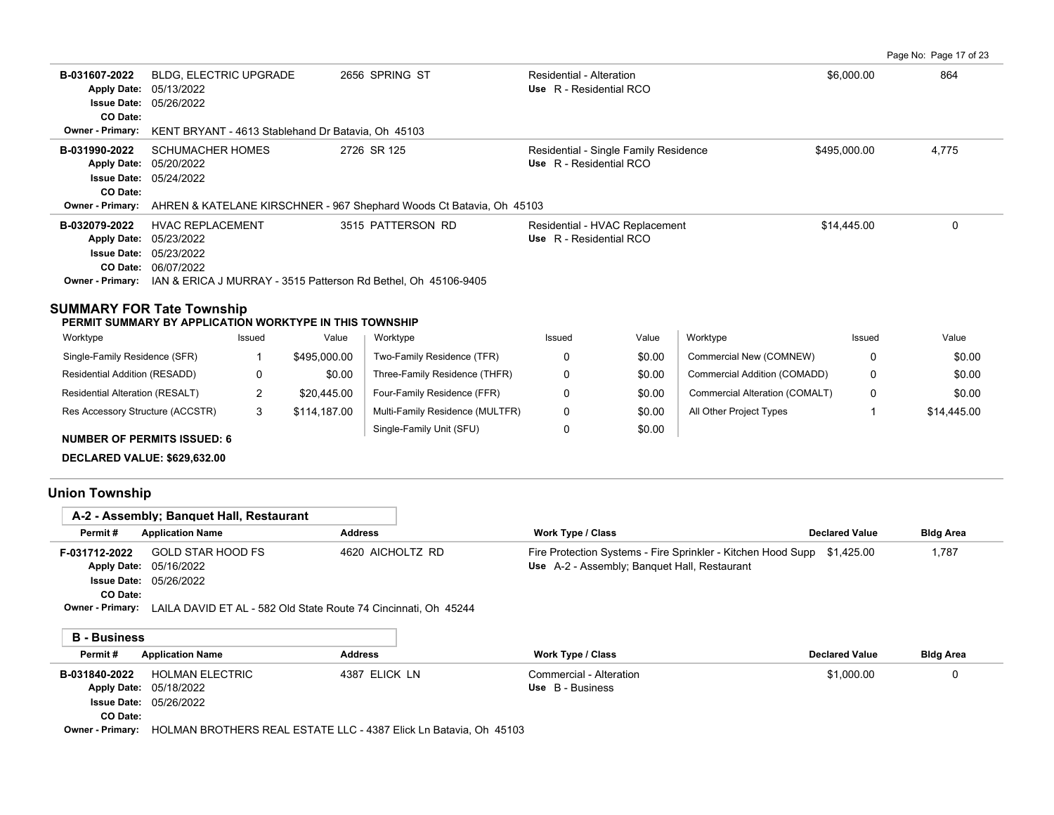| Permit # | Application Name | Address | Work Type / Class | Declared Value | Bldg Area |
|---|---|---|---|---|---|
| B-031607-2022 | BLDG, ELECTRIC UPGRADE | 2656 SPRING ST | Residential - Alteration | $6,000.00 | 864 |
| Apply Date: 05/13/2022 | | | Use R - Residential RCO | | |
| Issue Date: 05/26/2022 | | | | | |
| CO Date: | | | | | |
| Owner - Primary: KENT BRYANT - 4613 Stablehand Dr Batavia, Oh 45103 | | | | | |
| B-031990-2022 | SCHUMACHER HOMES | 2726 SR 125 | Residential - Single Family Residence | $495,000.00 | 4,775 |
| Apply Date: 05/20/2022 | | | Use R - Residential RCO | | |
| Issue Date: 05/24/2022 | | | | | |
| CO Date: | | | | | |
| Owner - Primary: AHREN & KATELANE KIRSCHNER - 967 Shephard Woods Ct Batavia, Oh 45103 | | | | | |
| B-032079-2022 | HVAC REPLACEMENT | 3515 PATTERSON RD | Residential - HVAC Replacement | $14,445.00 | 0 |
| Apply Date: 05/23/2022 | | | Use R - Residential RCO | | |
| Issue Date: 05/23/2022 | | | | | |
| CO Date: 06/07/2022 | | | | | |
| Owner - Primary: IAN & ERICA J MURRAY - 3515 Patterson Rd Bethel, Oh 45106-9405 | | | | | |

## SUMMARY FOR Tate Township

**PERMIT SUMMARY BY APPLICATION WORKTYPE IN THIS TOWNSHIP**

| Worktype | Issued | Value | Worktype | Issued | Value | Worktype | Issued | Value |
|---|---|---|---|---|---|---|---|---|
| Single-Family Residence (SFR) | 1 | $495,000.00 | Two-Family Residence (TFR) | 0 | $0.00 | Commercial New (COMNEW) | 0 | $0.00 |
| Residential Addition (RESADD) | 0 | $0.00 | Three-Family Residence (THFR) | 0 | $0.00 | Commercial Addition (COMADD) | 0 | $0.00 |
| Residential Alteration (RESALT) | 2 | $20,445.00 | Four-Family Residence (FFR) | 0 | $0.00 | Commercial Alteration (COMALT) | 0 | $0.00 |
| Res Accessory Structure (ACCSTR) | 3 | $114,187.00 | Multi-Family Residence (MULTFR) | 0 | $0.00 | All Other Project Types | 1 | $14,445.00 |
| | | | Single-Family Unit (SFU) | 0 | $0.00 | | | |

**NUMBER OF PERMITS ISSUED: 6**

**DECLARED VALUE: $629,632.00**

## Union Township

### A-2 - Assembly; Banquet Hall, Restaurant

| Permit # | Application Name | Address | Work Type / Class | Declared Value | Bldg Area |
|---|---|---|---|---|---|
| F-031712-2022 | GOLD STAR HOOD FS | 4620 AICHOLTZ RD | Fire Protection Systems - Fire Sprinkler - Kitchen Hood Supp | $1,425.00 | 1,787 |
| Apply Date: 05/16/2022 | | | Use A-2 - Assembly; Banquet Hall, Restaurant | | |
| Issue Date: 05/26/2022 | | | | | |
| CO Date: | | | | | |
| Owner - Primary: LAILA DAVID ET AL - 582 Old State Route 74 Cincinnati, Oh 45244 | | | | | |

### B - Business

| Permit # | Application Name | Address | Work Type / Class | Declared Value | Bldg Area |
|---|---|---|---|---|---|
| B-031840-2022 | HOLMAN ELECTRIC | 4387 ELICK LN | Commercial - Alteration | $1,000.00 | 0 |
| Apply Date: 05/18/2022 | | | Use B - Business | | |
| Issue Date: 05/26/2022 | | | | | |
| CO Date: | | | | | |
| Owner - Primary: HOLMAN BROTHERS REAL ESTATE LLC - 4387 Elick Ln Batavia, Oh 45103 | | | | | |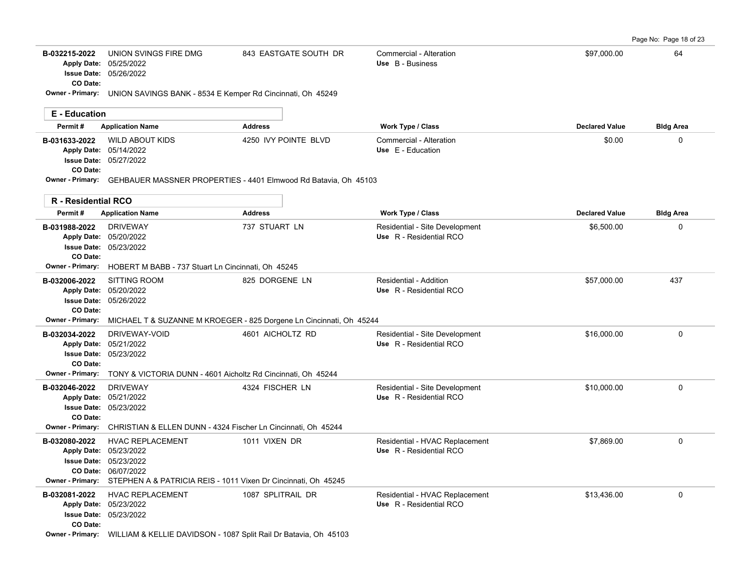| Permit # | Application Name | Address | Work Type / Class | Declared Value | Bldg Area |
|---|---|---|---|---|---|
| B-032215-2022 | UNION SVINGS FIRE DMG | 843 EASTGATE SOUTH DR | Commercial - Alteration | $97,000.00 | 64 |
| | Apply Date: 05/25/2022 | | Use B - Business | | |
| | Issue Date: 05/26/2022 | | | | |
| | CO Date: | | | | |
| | Owner - Primary: UNION SAVINGS BANK - 8534 E Kemper Rd Cincinnati, Oh 45249 | | | | |

## E - Education

| Permit # | Application Name | Address | Work Type / Class | Declared Value | Bldg Area |
|---|---|---|---|---|---|
| B-031633-2022 | WILD ABOUT KIDS | 4250 IVY POINTE BLVD | Commercial - Alteration | $0.00 | 0 |
| | Apply Date: 05/14/2022 | | Use E - Education | | |
| | Issue Date: 05/27/2022 | | | | |
| | CO Date: | | | | |
| | Owner - Primary: GEHBAUER MASSNER PROPERTIES - 4401 Elmwood Rd Batavia, Oh 45103 | | | | |

## R - Residential RCO

| Permit # | Application Name | Address | Work Type / Class | Declared Value | Bldg Area |
|---|---|---|---|---|---|
| B-031988-2022 | DRIVEWAY | 737 STUART LN | Residential - Site Development | $6,500.00 | 0 |
| | Apply Date: 05/20/2022 | | Use R - Residential RCO | | |
| | Issue Date: 05/23/2022 | | | | |
| | CO Date: | | | | |
| | Owner - Primary: HOBERT M BABB - 737 Stuart Ln Cincinnati, Oh 45245 | | | | |
| B-032006-2022 | SITTING ROOM | 825 DORGENE LN | Residential - Addition | $57,000.00 | 437 |
| | Apply Date: 05/20/2022 | | Use R - Residential RCO | | |
| | Issue Date: 05/26/2022 | | | | |
| | CO Date: | | | | |
| | Owner - Primary: MICHAEL T & SUZANNE M KROEGER - 825 Dorgene Ln Cincinnati, Oh 45244 | | | | |
| B-032034-2022 | DRIVEWAY-VOID | 4601 AICHOLTZ RD | Residential - Site Development | $16,000.00 | 0 |
| | Apply Date: 05/21/2022 | | Use R - Residential RCO | | |
| | Issue Date: 05/23/2022 | | | | |
| | CO Date: | | | | |
| | Owner - Primary: TONY & VICTORIA DUNN - 4601 Aicholtz Rd Cincinnati, Oh 45244 | | | | |
| B-032046-2022 | DRIVEWAY | 4324 FISCHER LN | Residential - Site Development | $10,000.00 | 0 |
| | Apply Date: 05/21/2022 | | Use R - Residential RCO | | |
| | Issue Date: 05/23/2022 | | | | |
| | CO Date: | | | | |
| | Owner - Primary: CHRISTIAN & ELLEN DUNN - 4324 Fischer Ln Cincinnati, Oh 45244 | | | | |
| B-032080-2022 | HVAC REPLACEMENT | 1011 VIXEN DR | Residential - HVAC Replacement | $7,869.00 | 0 |
| | Apply Date: 05/23/2022 | | Use R - Residential RCO | | |
| | Issue Date: 05/23/2022 | | | | |
| | CO Date: 06/07/2022 | | | | |
| | Owner - Primary: STEPHEN A & PATRICIA REIS - 1011 Vixen Dr Cincinnati, Oh 45245 | | | | |
| B-032081-2022 | HVAC REPLACEMENT | 1087 SPLITRAIL DR | Residential - HVAC Replacement | $13,436.00 | 0 |
| | Apply Date: 05/23/2022 | | Use R - Residential RCO | | |
| | Issue Date: 05/23/2022 | | | | |
| | CO Date: | | | | |
| | Owner - Primary: WILLIAM & KELLIE DAVIDSON - 1087 Split Rail Dr Batavia, Oh 45103 | | | | |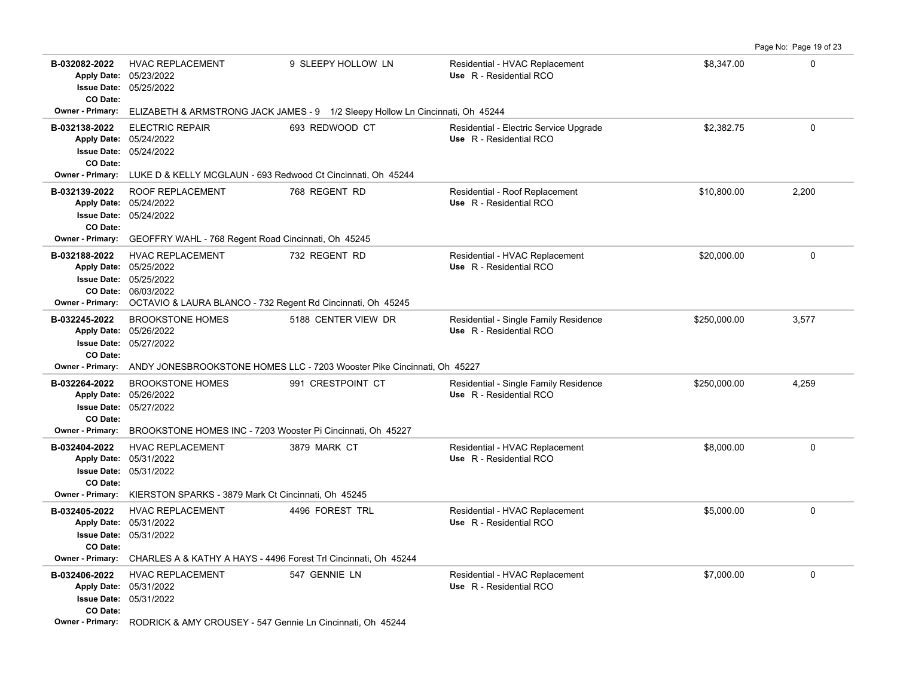| Permit # | Description | Address | Type / Use | Valuation | Sq Ft |
|---|---|---|---|---|---|
| **B-032082-2022**<br>Apply Date: 05/23/2022<br>Issue Date: 05/25/2022<br>CO Date:<br>Owner - Primary: ELIZABETH & ARMSTRONG JACK JAMES - 9 1/2 Sleepy Hollow Ln Cincinnati, Oh 45244 | HVAC REPLACEMENT | 9 SLEEPY HOLLOW LN | Residential - HVAC Replacement<br>Use R - Residential RCO | $8,347.00 | 0 |
| **B-032138-2022**<br>Apply Date: 05/24/2022<br>Issue Date: 05/24/2022<br>CO Date:<br>Owner - Primary: LUKE D & KELLY MCGLAUN - 693 Redwood Ct Cincinnati, Oh 45244 | ELECTRIC REPAIR | 693 REDWOOD CT | Residential - Electric Service Upgrade<br>Use R - Residential RCO | $2,382.75 | 0 |
| **B-032139-2022**<br>Apply Date: 05/24/2022<br>Issue Date: 05/24/2022<br>CO Date:<br>Owner - Primary: GEOFFRY WAHL - 768 Regent Road Cincinnati, Oh 45245 | ROOF REPLACEMENT | 768 REGENT RD | Residential - Roof Replacement<br>Use R - Residential RCO | $10,800.00 | 2,200 |
| **B-032188-2022**<br>Apply Date: 05/25/2022<br>Issue Date: 05/25/2022<br>CO Date: 06/03/2022<br>Owner - Primary: OCTAVIO & LAURA BLANCO - 732 Regent Rd Cincinnati, Oh 45245 | HVAC REPLACEMENT | 732 REGENT RD | Residential - HVAC Replacement<br>Use R - Residential RCO | $20,000.00 | 0 |
| **B-032245-2022**<br>Apply Date: 05/26/2022<br>Issue Date: 05/27/2022<br>CO Date:<br>Owner - Primary: ANDY JONESBROOKSTONE HOMES LLC - 7203 Wooster Pike Cincinnati, Oh 45227 | BROOKSTONE HOMES | 5188 CENTER VIEW DR | Residential - Single Family Residence<br>Use R - Residential RCO | $250,000.00 | 3,577 |
| **B-032264-2022**<br>Apply Date: 05/26/2022<br>Issue Date: 05/27/2022<br>CO Date:<br>Owner - Primary: BROOKSTONE HOMES INC - 7203 Wooster Pi Cincinnati, Oh 45227 | BROOKSTONE HOMES | 991 CRESTPOINT CT | Residential - Single Family Residence<br>Use R - Residential RCO | $250,000.00 | 4,259 |
| **B-032404-2022**<br>Apply Date: 05/31/2022<br>Issue Date: 05/31/2022<br>CO Date:<br>Owner - Primary: KIERSTON SPARKS - 3879 Mark Ct Cincinnati, Oh 45245 | HVAC REPLACEMENT | 3879 MARK CT | Residential - HVAC Replacement<br>Use R - Residential RCO | $8,000.00 | 0 |
| **B-032405-2022**<br>Apply Date: 05/31/2022<br>Issue Date: 05/31/2022<br>CO Date:<br>Owner - Primary: CHARLES A & KATHY A HAYS - 4496 Forest Trl Cincinnati, Oh 45244 | HVAC REPLACEMENT | 4496 FOREST TRL | Residential - HVAC Replacement<br>Use R - Residential RCO | $5,000.00 | 0 |
| **B-032406-2022**<br>Apply Date: 05/31/2022<br>Issue Date: 05/31/2022<br>CO Date:<br>Owner - Primary: RODRICK & AMY CROUSEY - 547 Gennie Ln Cincinnati, Oh 45244 | HVAC REPLACEMENT | 547 GENNIE LN | Residential - HVAC Replacement<br>Use R - Residential RCO | $7,000.00 | 0 |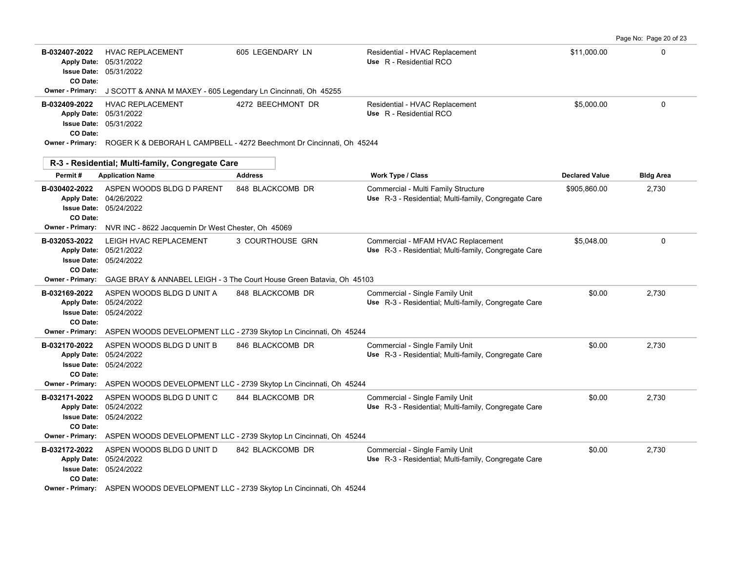| Permit # | Application Name | Address | Work Type / Class | Declared Value | Bldg Area |
|---|---|---|---|---|---|
| B-032407-2022 | HVAC REPLACEMENT | 605 LEGENDARY LN | Residential - HVAC Replacement | $11,000.00 | 0 |
| Apply Date: 05/31/2022 | | | Use R - Residential RCO | | |
| Issue Date: 05/31/2022 | | | | | |
| CO Date: | | | | | |
| Owner - Primary: J SCOTT & ANNA M MAXEY - 605 Legendary Ln Cincinnati, Oh 45255 | | | | | |
| B-032409-2022 | HVAC REPLACEMENT | 4272 BEECHMONT DR | Residential - HVAC Replacement | $5,000.00 | 0 |
| Apply Date: 05/31/2022 | | | Use R - Residential RCO | | |
| Issue Date: 05/31/2022 | | | | | |
| CO Date: | | | | | |
| Owner - Primary: ROGER K & DEBORAH L CAMPBELL - 4272 Beechmont Dr Cincinnati, Oh 45244 | | | | | |

## R-3 - Residential; Multi-family, Congregate Care

| Permit # | Application Name | Address | Work Type / Class | Declared Value | Bldg Area |
|---|---|---|---|---|---|
| B-030402-2022 | ASPEN WOODS BLDG D PARENT | 848 BLACKCOMB DR | Commercial - Multi Family Structure | $905,860.00 | 2,730 |
| Apply Date: 04/26/2022 | | | Use R-3 - Residential; Multi-family, Congregate Care | | |
| Issue Date: 05/24/2022 | | | | | |
| CO Date: | | | | | |
| Owner - Primary: NVR INC - 8622 Jacquemin Dr West Chester, Oh 45069 | | | | | |
| B-032053-2022 | LEIGH HVAC REPLACEMENT | 3 COURTHOUSE GRN | Commercial - MFAM HVAC Replacement | $5,048.00 | 0 |
| Apply Date: 05/21/2022 | | | Use R-3 - Residential; Multi-family, Congregate Care | | |
| Issue Date: 05/24/2022 | | | | | |
| CO Date: | | | | | |
| Owner - Primary: GAGE BRAY & ANNABEL LEIGH - 3 The Court House Green Batavia, Oh 45103 | | | | | |
| B-032169-2022 | ASPEN WOODS BLDG D UNIT A | 848 BLACKCOMB DR | Commercial - Single Family Unit | $0.00 | 2,730 |
| Apply Date: 05/24/2022 | | | Use R-3 - Residential; Multi-family, Congregate Care | | |
| Issue Date: 05/24/2022 | | | | | |
| CO Date: | | | | | |
| Owner - Primary: ASPEN WOODS DEVELOPMENT LLC - 2739 Skytop Ln Cincinnati, Oh 45244 | | | | | |
| B-032170-2022 | ASPEN WOODS BLDG D UNIT B | 846 BLACKCOMB DR | Commercial - Single Family Unit | $0.00 | 2,730 |
| Apply Date: 05/24/2022 | | | Use R-3 - Residential; Multi-family, Congregate Care | | |
| Issue Date: 05/24/2022 | | | | | |
| CO Date: | | | | | |
| Owner - Primary: ASPEN WOODS DEVELOPMENT LLC - 2739 Skytop Ln Cincinnati, Oh 45244 | | | | | |
| B-032171-2022 | ASPEN WOODS BLDG D UNIT C | 844 BLACKCOMB DR | Commercial - Single Family Unit | $0.00 | 2,730 |
| Apply Date: 05/24/2022 | | | Use R-3 - Residential; Multi-family, Congregate Care | | |
| Issue Date: 05/24/2022 | | | | | |
| CO Date: | | | | | |
| Owner - Primary: ASPEN WOODS DEVELOPMENT LLC - 2739 Skytop Ln Cincinnati, Oh 45244 | | | | | |
| B-032172-2022 | ASPEN WOODS BLDG D UNIT D | 842 BLACKCOMB DR | Commercial - Single Family Unit | $0.00 | 2,730 |
| Apply Date: 05/24/2022 | | | Use R-3 - Residential; Multi-family, Congregate Care | | |
| Issue Date: 05/24/2022 | | | | | |
| CO Date: | | | | | |
| Owner - Primary: ASPEN WOODS DEVELOPMENT LLC - 2739 Skytop Ln Cincinnati, Oh 45244 | | | | | |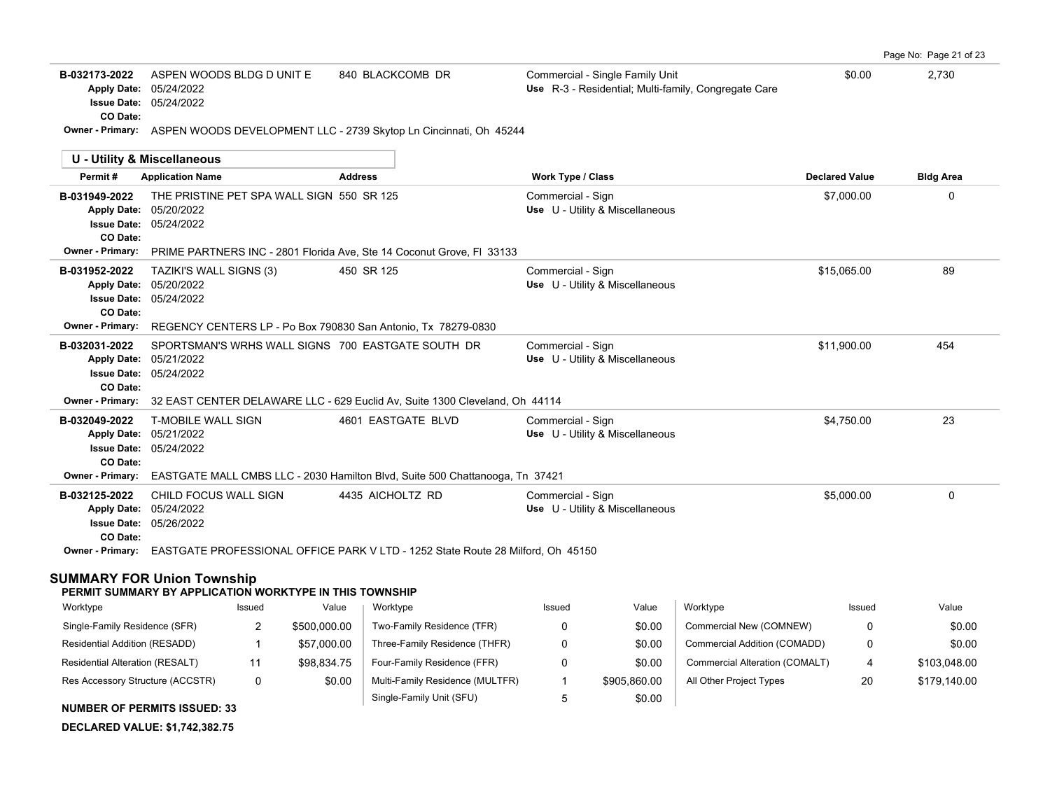| Permit # | Application Name | Address | Work Type / Class | Declared Value | Bldg Area |
|---|---|---|---|---|---|
| B-032173-2022 | ASPEN WOODS BLDG D UNIT E | 840 BLACKCOMB DR | Commercial - Single Family Unit | $0.00 | 2,730 |
| Apply Date: 05/24/2022 | | | Use R-3 - Residential; Multi-family, Congregate Care | | |
| Issue Date: 05/24/2022 | | | | | |
| CO Date: | | | | | |
| Owner - Primary: | ASPEN WOODS DEVELOPMENT LLC - 2739 Skytop Ln Cincinnati, Oh 45244 | | | | |

## U - Utility & Miscellaneous

| Permit # | Application Name | Address | Work Type / Class | Declared Value | Bldg Area |
|---|---|---|---|---|---|
| B-031949-2022 | THE PRISTINE PET SPA WALL SIGN | 550 SR 125 | Commercial - Sign | $7,000.00 | 0 |
| Apply Date: 05/20/2022 | | | Use U - Utility & Miscellaneous | | |
| Issue Date: 05/24/2022 | | | | | |
| CO Date: | | | | | |
| Owner - Primary: | PRIME PARTNERS INC - 2801 Florida Ave, Ste 14 Coconut Grove, Fl 33133 | | | | |
| B-031952-2022 | TAZIKI'S WALL SIGNS (3) | 450 SR 125 | Commercial - Sign | $15,065.00 | 89 |
| Apply Date: 05/20/2022 | | | Use U - Utility & Miscellaneous | | |
| Issue Date: 05/24/2022 | | | | | |
| CO Date: | | | | | |
| Owner - Primary: | REGENCY CENTERS LP - Po Box 790830 San Antonio, Tx 78279-0830 | | | | |
| B-032031-2022 | SPORTSMAN'S WRHS WALL SIGNS | 700 EASTGATE SOUTH DR | Commercial - Sign | $11,900.00 | 454 |
| Apply Date: 05/21/2022 | | | Use U - Utility & Miscellaneous | | |
| Issue Date: 05/24/2022 | | | | | |
| CO Date: | | | | | |
| Owner - Primary: | 32 EAST CENTER DELAWARE LLC - 629 Euclid Av, Suite 1300 Cleveland, Oh 44114 | | | | |
| B-032049-2022 | T-MOBILE WALL SIGN | 4601 EASTGATE BLVD | Commercial - Sign | $4,750.00 | 23 |
| Apply Date: 05/21/2022 | | | Use U - Utility & Miscellaneous | | |
| Issue Date: 05/24/2022 | | | | | |
| CO Date: | | | | | |
| Owner - Primary: | EASTGATE MALL CMBS LLC - 2030 Hamilton Blvd, Suite 500 Chattanooga, Tn 37421 | | | | |
| B-032125-2022 | CHILD FOCUS WALL SIGN | 4435 AICHOLTZ RD | Commercial - Sign | $5,000.00 | 0 |
| Apply Date: 05/24/2022 | | | Use U - Utility & Miscellaneous | | |
| Issue Date: 05/26/2022 | | | | | |
| CO Date: | | | | | |
| Owner - Primary: | EASTGATE PROFESSIONAL OFFICE PARK V LTD - 1252 State Route 28 Milford, Oh 45150 | | | | |

## SUMMARY FOR Union Township

**PERMIT SUMMARY BY APPLICATION WORKTYPE IN THIS TOWNSHIP**

| Worktype | Issued | Value | Worktype | Issued | Value | Worktype | Issued | Value |
|---|---|---|---|---|---|---|---|---|
| Single-Family Residence (SFR) | 2 | $500,000.00 | Two-Family Residence (TFR) | 0 | $0.00 | Commercial New (COMNEW) | 0 | $0.00 |
| Residential Addition (RESADD) | 1 | $57,000.00 | Three-Family Residence (THFR) | 0 | $0.00 | Commercial Addition (COMADD) | 0 | $0.00 |
| Residential Alteration (RESALT) | 11 | $98,834.75 | Four-Family Residence (FFR) | 0 | $0.00 | Commercial Alteration (COMALT) | 4 | $103,048.00 |
| Res Accessory Structure (ACCSTR) | 0 | $0.00 | Multi-Family Residence (MULTFR) | 1 | $905,860.00 | All Other Project Types | 20 | $179,140.00 |
| | | | Single-Family Unit (SFU) | 5 | $0.00 | | | |

**NUMBER OF PERMITS ISSUED: 33**

**DECLARED VALUE: $1,742,382.75**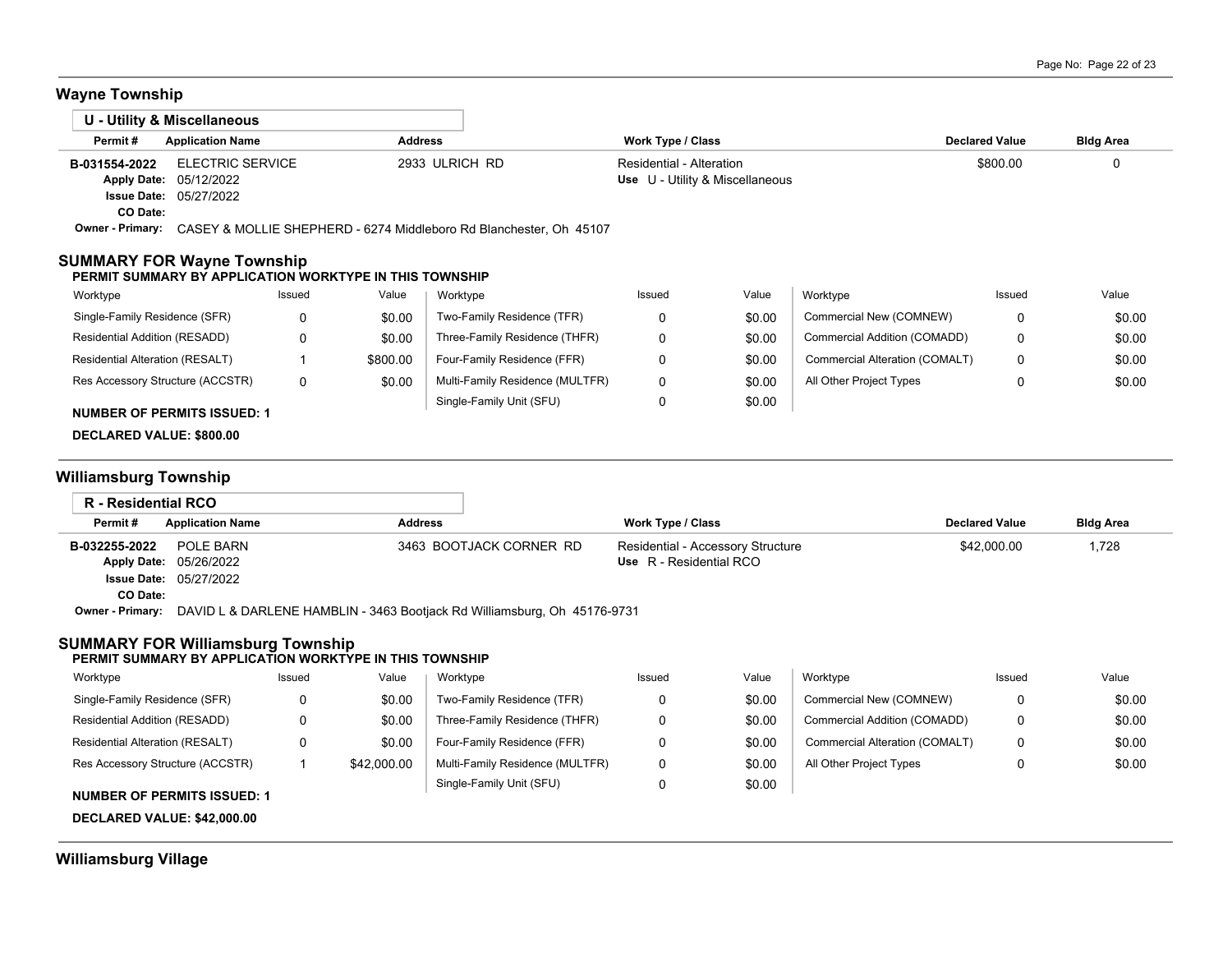## Wayne Township

### U - Utility & Miscellaneous

| Permit # | Application Name | Address | Work Type / Class | Declared Value | Bldg Area |
|---|---|---|---|---|---|
| B-031554-2022 | ELECTRIC SERVICE | 2933 ULRICH RD | Residential - Alteration | $800.00 | 0 |
| Apply Date: | 05/12/2022 | | Use U - Utility & Miscellaneous | | |
| Issue Date: | 05/27/2022 | | | | |
| CO Date: | | | | | |
| Owner - Primary: | CASEY & MOLLIE SHEPHERD - 6274 Middleboro Rd Blanchester, Oh 45107 | | | | |

### SUMMARY FOR Wayne Township

**PERMIT SUMMARY BY APPLICATION WORKTYPE IN THIS TOWNSHIP**

| Worktype | Issued | Value | Worktype | Issued | Value | Worktype | Issued | Value |
|---|---|---|---|---|---|---|---|---|
| Single-Family Residence (SFR) | 0 | $0.00 | Two-Family Residence (TFR) | 0 | $0.00 | Commercial New (COMNEW) | 0 | $0.00 |
| Residential Addition (RESADD) | 0 | $0.00 | Three-Family Residence (THFR) | 0 | $0.00 | Commercial Addition (COMADD) | 0 | $0.00 |
| Residential Alteration (RESALT) | 1 | $800.00 | Four-Family Residence (FFR) | 0 | $0.00 | Commercial Alteration (COMALT) | 0 | $0.00 |
| Res Accessory Structure (ACCSTR) | 0 | $0.00 | Multi-Family Residence (MULTFR) | 0 | $0.00 | All Other Project Types | 0 | $0.00 |
| | | | Single-Family Unit (SFU) | 0 | $0.00 | | | |

**NUMBER OF PERMITS ISSUED: 1**

**DECLARED VALUE: $800.00**

## Williamsburg Township

### R - Residential RCO

| Permit # | Application Name | Address | Work Type / Class | Declared Value | Bldg Area |
|---|---|---|---|---|---|
| B-032255-2022 | POLE BARN | 3463 BOOTJACK CORNER RD | Residential - Accessory Structure | $42,000.00 | 1,728 |
| Apply Date: | 05/26/2022 | | Use R - Residential RCO | | |
| Issue Date: | 05/27/2022 | | | | |
| CO Date: | | | | | |
| Owner - Primary: | DAVID L & DARLENE HAMBLIN - 3463 Bootjack Rd Williamsburg, Oh 45176-9731 | | | | |

### SUMMARY FOR Williamsburg Township

**PERMIT SUMMARY BY APPLICATION WORKTYPE IN THIS TOWNSHIP**

| Worktype | Issued | Value | Worktype | Issued | Value | Worktype | Issued | Value |
|---|---|---|---|---|---|---|---|---|
| Single-Family Residence (SFR) | 0 | $0.00 | Two-Family Residence (TFR) | 0 | $0.00 | Commercial New (COMNEW) | 0 | $0.00 |
| Residential Addition (RESADD) | 0 | $0.00 | Three-Family Residence (THFR) | 0 | $0.00 | Commercial Addition (COMADD) | 0 | $0.00 |
| Residential Alteration (RESALT) | 0 | $0.00 | Four-Family Residence (FFR) | 0 | $0.00 | Commercial Alteration (COMALT) | 0 | $0.00 |
| Res Accessory Structure (ACCSTR) | 1 | $42,000.00 | Multi-Family Residence (MULTFR) | 0 | $0.00 | All Other Project Types | 0 | $0.00 |
| | | | Single-Family Unit (SFU) | 0 | $0.00 | | | |

**NUMBER OF PERMITS ISSUED: 1**

**DECLARED VALUE: $42,000.00**

## Williamsburg Village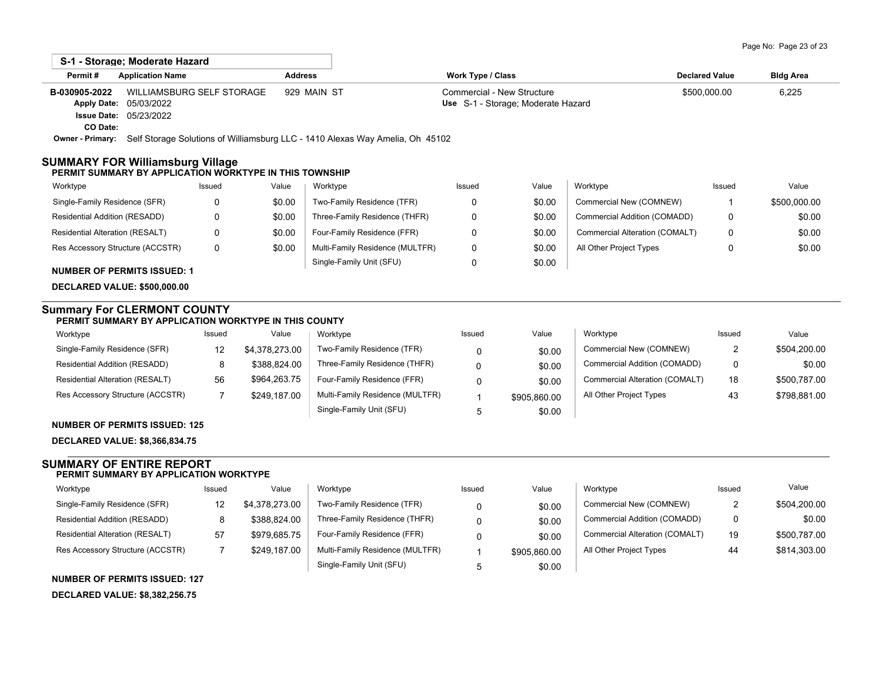**S-1 - Storage; Moderate Hazard**

| Permit # | Application Name | Address | Work Type / Class | Declared Value | Bldg Area |
|---|---|---|---|---|---|
| B-030905-2022 | WILLIAMSBURG SELF STORAGE | 929 MAIN ST | Commercial - New Structure<br>Use S-1 - Storage; Moderate Hazard | $500,000.00 | 6,225 |

**Apply Date:** 05/03/2022
**Issue Date:** 05/23/2022
**CO Date:**
**Owner - Primary:** Self Storage Solutions of Williamsburg LLC - 1410 Alexas Way Amelia, Oh 45102

## SUMMARY FOR Williamsburg Village

**PERMIT SUMMARY BY APPLICATION WORKTYPE IN THIS TOWNSHIP**

| Worktype | Issued | Value | Worktype | Issued | Value | Worktype | Issued | Value |
|---|---|---|---|---|---|---|---|---|
| Single-Family Residence (SFR) | 0 | $0.00 | Two-Family Residence (TFR) | 0 | $0.00 | Commercial New (COMNEW) | 1 | $500,000.00 |
| Residential Addition (RESADD) | 0 | $0.00 | Three-Family Residence (THFR) | 0 | $0.00 | Commercial Addition (COMADD) | 0 | $0.00 |
| Residential Alteration (RESALT) | 0 | $0.00 | Four-Family Residence (FFR) | 0 | $0.00 | Commercial Alteration (COMALT) | 0 | $0.00 |
| Res Accessory Structure (ACCSTR) | 0 | $0.00 | Multi-Family Residence (MULTFR) | 0 | $0.00 | All Other Project Types | 0 | $0.00 |
| | | | Single-Family Unit (SFU) | 0 | $0.00 | | | |

**NUMBER OF PERMITS ISSUED: 1**

**DECLARED VALUE: $500,000.00**

## Summary For CLERMONT COUNTY

**PERMIT SUMMARY BY APPLICATION WORKTYPE IN THIS COUNTY**

| Worktype | Issued | Value | Worktype | Issued | Value | Worktype | Issued | Value |
|---|---|---|---|---|---|---|---|---|
| Single-Family Residence (SFR) | 12 | $4,378,273.00 | Two-Family Residence (TFR) | 0 | $0.00 | Commercial New (COMNEW) | 2 | $504,200.00 |
| Residential Addition (RESADD) | 8 | $388,824.00 | Three-Family Residence (THFR) | 0 | $0.00 | Commercial Addition (COMADD) | 0 | $0.00 |
| Residential Alteration (RESALT) | 56 | $964,263.75 | Four-Family Residence (FFR) | 0 | $0.00 | Commercial Alteration (COMALT) | 18 | $500,787.00 |
| Res Accessory Structure (ACCSTR) | 7 | $249,187.00 | Multi-Family Residence (MULTFR) | 1 | $905,860.00 | All Other Project Types | 43 | $798,881.00 |
| | | | Single-Family Unit (SFU) | 5 | $0.00 | | | |

**NUMBER OF PERMITS ISSUED: 125**

**DECLARED VALUE: $8,366,834.75**

## SUMMARY OF ENTIRE REPORT

**PERMIT SUMMARY BY APPLICATION WORKTYPE**

| Worktype | Issued | Value | Worktype | Issued | Value | Worktype | Issued | Value |
|---|---|---|---|---|---|---|---|---|
| Single-Family Residence (SFR) | 12 | $4,378,273.00 | Two-Family Residence (TFR) | 0 | $0.00 | Commercial New (COMNEW) | 2 | $504,200.00 |
| Residential Addition (RESADD) | 8 | $388,824.00 | Three-Family Residence (THFR) | 0 | $0.00 | Commercial Addition (COMADD) | 0 | $0.00 |
| Residential Alteration (RESALT) | 57 | $979,685.75 | Four-Family Residence (FFR) | 0 | $0.00 | Commercial Alteration (COMALT) | 19 | $500,787.00 |
| Res Accessory Structure (ACCSTR) | 7 | $249,187.00 | Multi-Family Residence (MULTFR) | 1 | $905,860.00 | All Other Project Types | 44 | $814,303.00 |
| | | | Single-Family Unit (SFU) | 5 | $0.00 | | | |

**NUMBER OF PERMITS ISSUED: 127**

**DECLARED VALUE: $8,382,256.75**